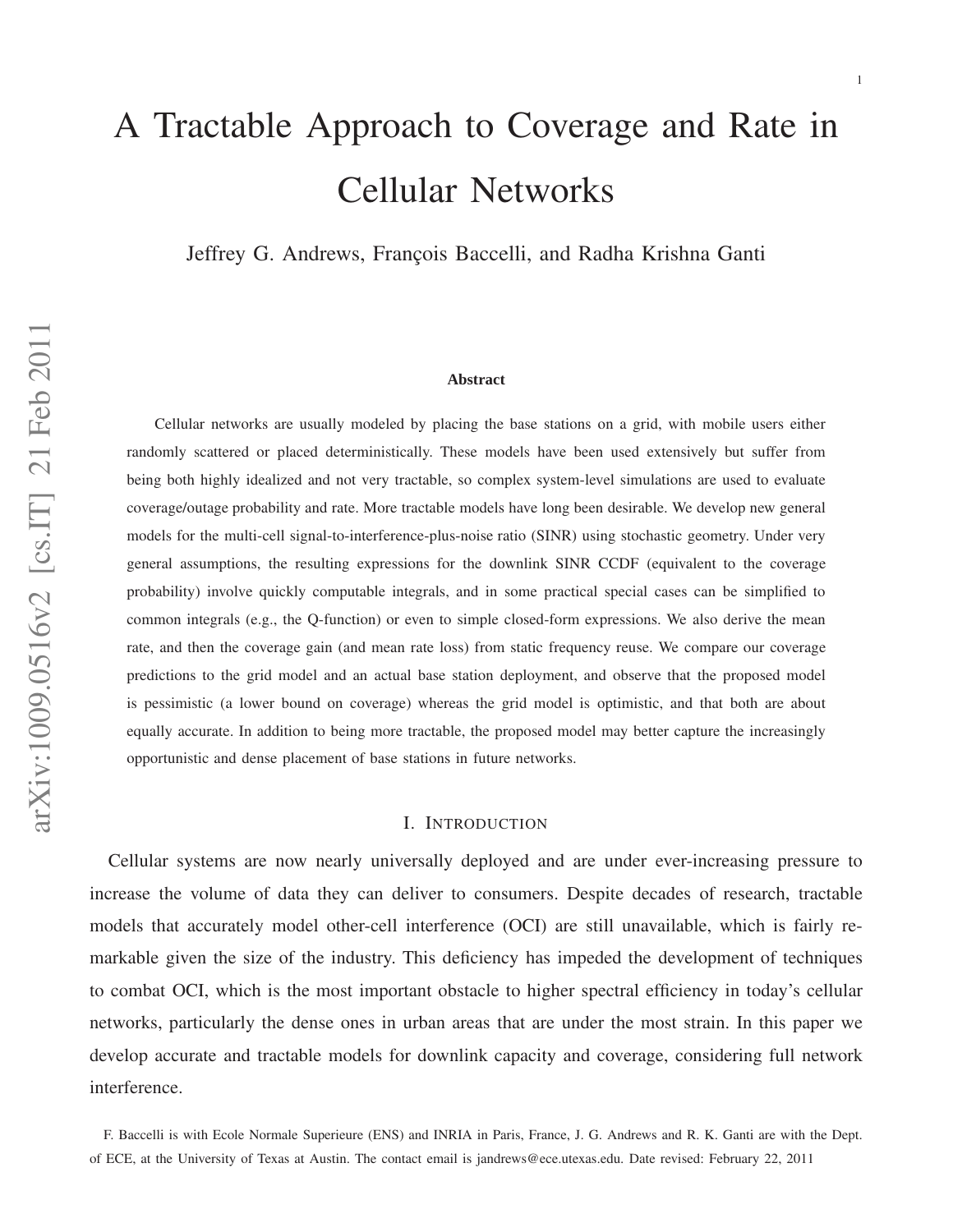# A Tractable Approach to Coverage and Rate in Cellular Networks

Jeffrey G. Andrews, François Baccelli, and Radha Krishna Ganti

arXiv:1009.0516v2 [cs.IT] 21 Feb 2011

### Abstract

Cellular networks are usually modeled by placing the base stations on a grid, with mobile users either randomly scattered or placed deterministically. These models have been used extensively but suffer from being both highly idealized and not very tractable, so complex system-level simulations are used to evaluate coverage/outage probability and rate. More tractable models have long been desirable. We develop new general models for the multi-cell signal-to-interference-plus-noise ratio (SINR) using stochastic geometry. Under very general assumptions, the resulting expressions for the downlink SINR CCDF (equivalent to the coverage probability) involve quickly computable integrals, and in some practical special cases can be simplified to common integrals (e.g., the Q-function) or even to simple closed-form expressions. We also derive the mean rate, and then the coverage gain (and mean rate loss) from static frequency reuse. We compare our coverage predictions to the grid model and an actual base station deployment, and observe that the proposed model is pessimistic (a lower bound on coverage) whereas the grid model is optimistic, and that both are about equally accurate. In addition to being more tractable, the proposed model may better capture the increasingly opportunistic and dense placement of base stations in future networks.

## I. Introduction

Cellular systems are now nearly universally deployed and are under ever-increasing pressure to increase the volume of data they can deliver to consumers. Despite decades of research, tractable models that accurately model other-cell interference (OCI) are still unavailable, which is fairly remarkable given the size of the industry. This deficiency has impeded the development of techniques to combat OCI, which is the most important obstacle to higher spectral efficiency in today's cellular networks, particularly the dense ones in urban areas that are under the most strain. In this paper we develop accurate and tractable models for downlink capacity and coverage, considering full network interference.

F. Baccelli is with Ecole Normale Superieure (ENS) and INRIA in Paris, France, J. G. Andrews and R. K. Ganti are with the Dept. of ECE, at the University of Texas at Austin. The contact email is jandrews@ece.utexas.edu. Date revised: February 22, 2011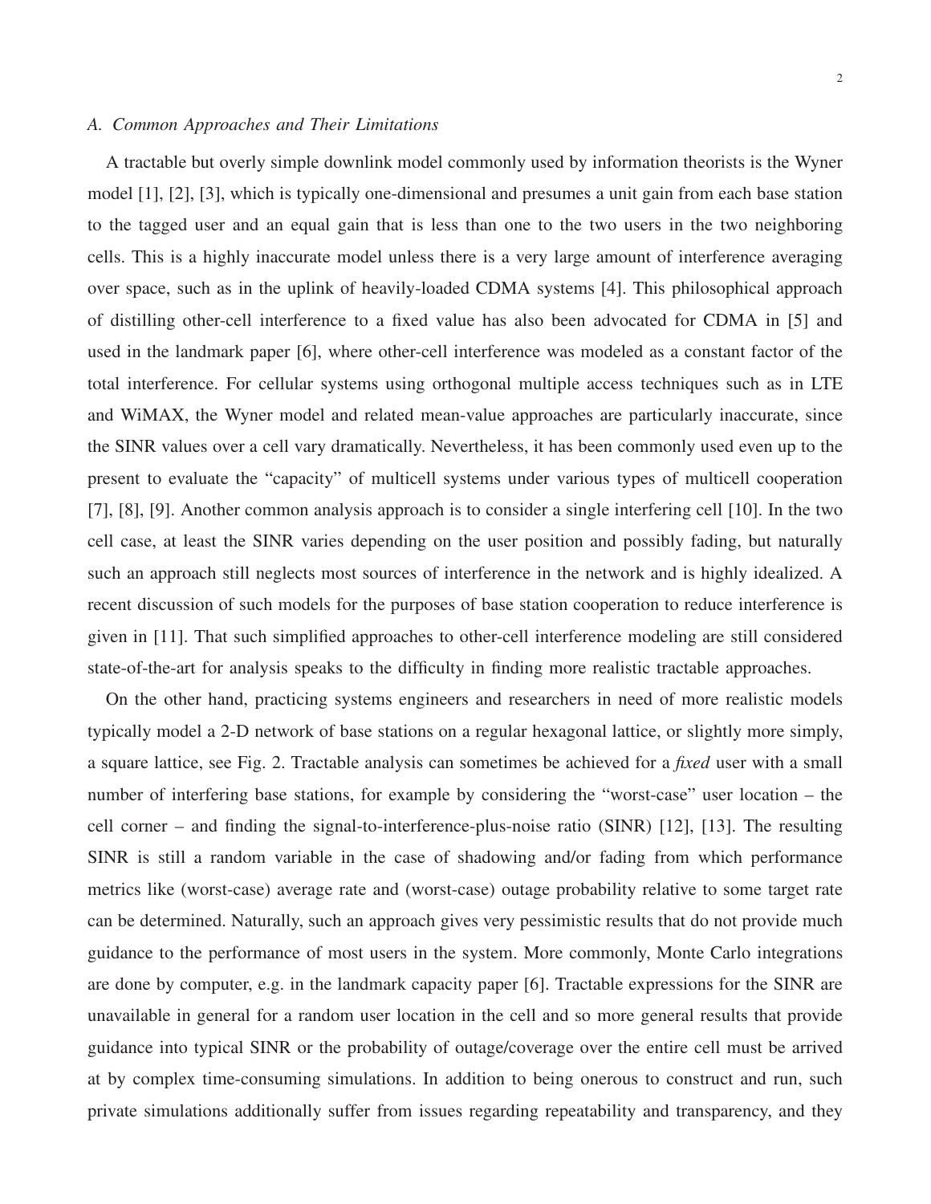### A. Common Approaches and Their Limitations

A tractable but overly simple downlink model commonly used by information theorists is the Wyner model [1], [2], [3], which is typically one-dimensional and presumes a unit gain from each base station to the tagged user and an equal gain that is less than one to the two users in the two neighboring cells. This is a highly inaccurate model unless there is a very large amount of interference averaging over space, such as in the uplink of heavily-loaded CDMA systems [4]. This philosophical approach of distilling other-cell interference to a fixed value has also been advocated for CDMA in [5] and used in the landmark paper [6], where other-cell interference was modeled as a constant factor of the total interference. For cellular systems using orthogonal multiple access techniques such as in LTE and WiMAX, the Wyner model and related mean-value approaches are particularly inaccurate, since the SINR values over a cell vary dramatically. Nevertheless, it has been commonly used even up to the present to evaluate the "capacity" of multicell systems under various types of multicell cooperation [7], [8], [9]. Another common analysis approach is to consider a single interfering cell [10]. In the two cell case, at least the SINR varies depending on the user position and possibly fading, but naturally such an approach still neglects most sources of interference in the network and is highly idealized. A recent discussion of such models for the purposes of base station cooperation to reduce interference is given in [11]. That such simplified approaches to other-cell interference modeling are still considered state-of-the-art for analysis speaks to the difficulty in finding more realistic tractable approaches.

On the other hand, practicing systems engineers and researchers in need of more realistic models typically model a 2-D network of base stations on a regular hexagonal lattice, or slightly more simply, a square lattice, see Fig. 2. Tractable analysis can sometimes be achieved for a *fixed* user with a small number of interfering base stations, for example by considering the "worst-case" user location – the cell corner – and finding the signal-to-interference-plus-noise ratio (SINR) [12], [13]. The resulting SINR is still a random variable in the case of shadowing and/or fading from which performance metrics like (worst-case) average rate and (worst-case) outage probability relative to some target rate can be determined. Naturally, such an approach gives very pessimistic results that do not provide much guidance to the performance of most users in the system. More commonly, Monte Carlo integrations are done by computer, e.g. in the landmark capacity paper [6]. Tractable expressions for the SINR are unavailable in general for a random user location in the cell and so more general results that provide guidance into typical SINR or the probability of outage/coverage over the entire cell must be arrived at by complex time-consuming simulations. In addition to being onerous to construct and run, such private simulations additionally suffer from issues regarding repeatability and transparency, and they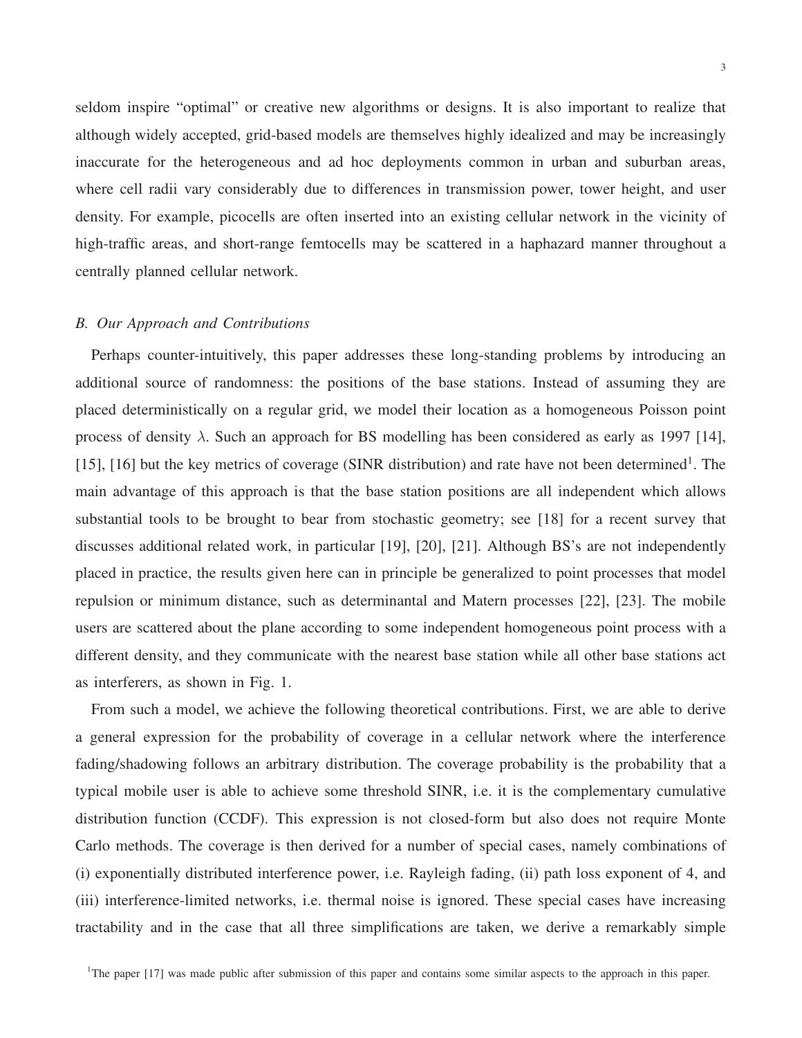seldom inspire "optimal" or creative new algorithms or designs. It is also important to realize that although widely accepted, grid-based models are themselves highly idealized and may be increasingly inaccurate for the heterogeneous and ad hoc deployments common in urban and suburban areas, where cell radii vary considerably due to differences in transmission power, tower height, and user density. For example, picocells are often inserted into an existing cellular network in the vicinity of high-traffic areas, and short-range femtocells may be scattered in a haphazard manner throughout a centrally planned cellular network.

### B. Our Approach and Contributions

Perhaps counter-intuitively, this paper addresses these long-standing problems by introducing an additional source of randomness: the positions of the base stations. Instead of assuming they are placed deterministically on a regular grid, we model their location as a homogeneous Poisson point process of density $\lambda$. Such an approach for BS modelling has been considered as early as 1997 [14], [15], [16] but the key metrics of coverage (SINR distribution) and rate have not been determined[1]. The main advantage of this approach is that the base station positions are all independent which allows substantial tools to be brought to bear from stochastic geometry; see [18] for a recent survey that discusses additional related work, in particular [19], [20], [21]. Although BS's are not independently placed in practice, the results given here can in principle be generalized to point processes that model repulsion or minimum distance, such as determinantal and Matern processes [22], [23]. The mobile users are scattered about the plane according to some independent homogeneous point process with a different density, and they communicate with the nearest base station while all other base stations act as interferers, as shown in Fig. 1.

From such a model, we achieve the following theoretical contributions. First, we are able to derive a general expression for the probability of coverage in a cellular network where the interference fading/shadowing follows an arbitrary distribution. The coverage probability is the probability that a typical mobile user is able to achieve some threshold SINR, i.e. it is the complementary cumulative distribution function (CCDF). This expression is not closed-form but also does not require Monte Carlo methods. The coverage is then derived for a number of special cases, namely combinations of (i) exponentially distributed interference power, i.e. Rayleigh fading, (ii) path loss exponent of 4, and (iii) interference-limited networks, i.e. thermal noise is ignored. These special cases have increasing tractability and in the case that all three simplifications are taken, we derive a remarkably simple

[1]The paper [17] was made public after submission of this paper and contains some similar aspects to the approach in this paper.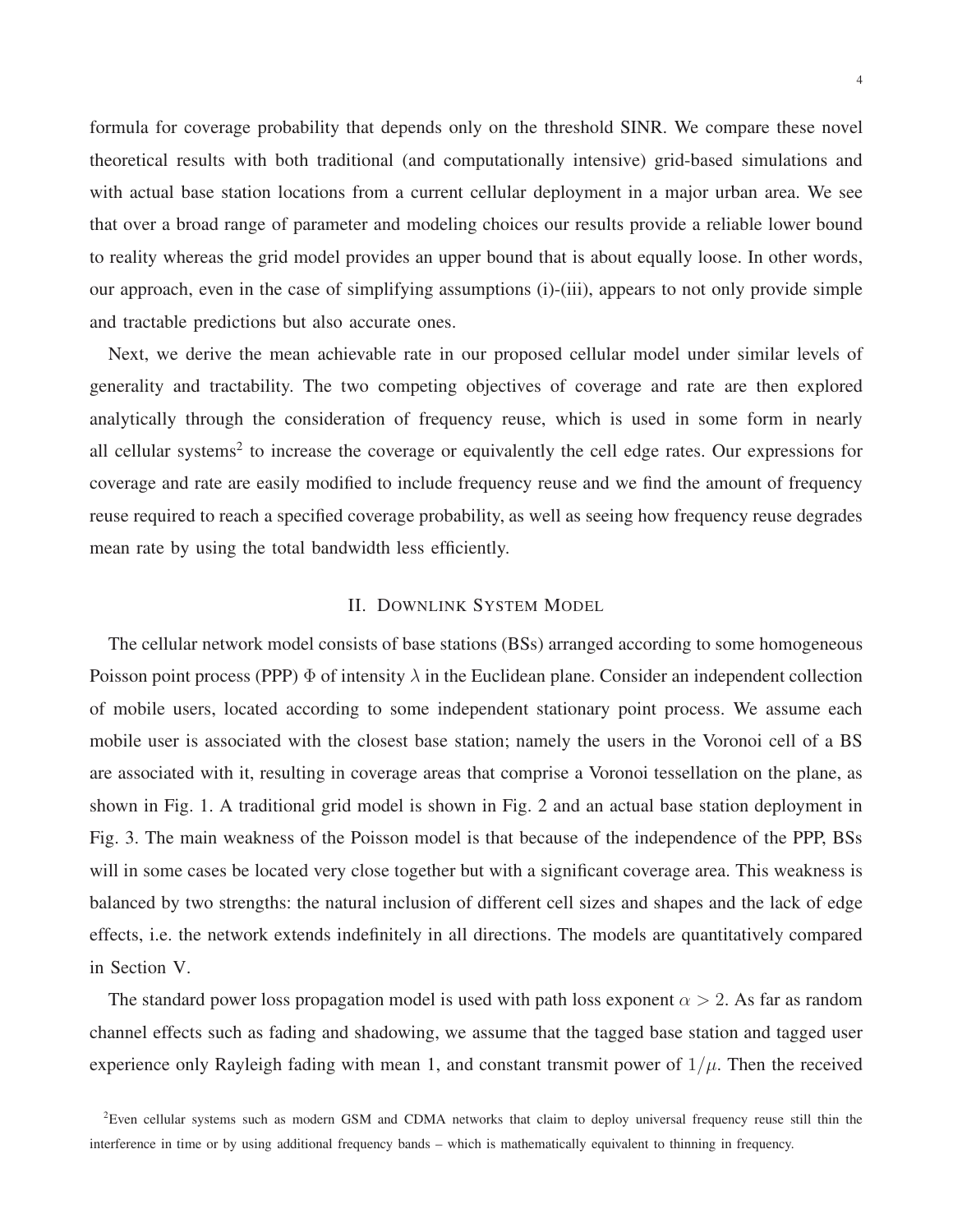formula for coverage probability that depends only on the threshold SINR. We compare these novel theoretical results with both traditional (and computationally intensive) grid-based simulations and with actual base station locations from a current cellular deployment in a major urban area. We see that over a broad range of parameter and modeling choices our results provide a reliable lower bound to reality whereas the grid model provides an upper bound that is about equally loose. In other words, our approach, even in the case of simplifying assumptions (i)-(iii), appears to not only provide simple and tractable predictions but also accurate ones.

Next, we derive the mean achievable rate in our proposed cellular model under similar levels of generality and tractability. The two competing objectives of coverage and rate are then explored analytically through the consideration of frequency reuse, which is used in some form in nearly all cellular systems[2] to increase the coverage or equivalently the cell edge rates. Our expressions for coverage and rate are easily modified to include frequency reuse and we find the amount of frequency reuse required to reach a specified coverage probability, as well as seeing how frequency reuse degrades mean rate by using the total bandwidth less efficiently.

## II. Downlink System Model

The cellular network model consists of base stations (BSs) arranged according to some homogeneous Poisson point process (PPP) $\Phi$ of intensity $\lambda$ in the Euclidean plane. Consider an independent collection of mobile users, located according to some independent stationary point process. We assume each mobile user is associated with the closest base station; namely the users in the Voronoi cell of a BS are associated with it, resulting in coverage areas that comprise a Voronoi tessellation on the plane, as shown in Fig. 1. A traditional grid model is shown in Fig. 2 and an actual base station deployment in Fig. 3. The main weakness of the Poisson model is that because of the independence of the PPP, BSs will in some cases be located very close together but with a significant coverage area. This weakness is balanced by two strengths: the natural inclusion of different cell sizes and shapes and the lack of edge effects, i.e. the network extends indefinitely in all directions. The models are quantitatively compared in Section V.

The standard power loss propagation model is used with path loss exponent $\alpha > 2$. As far as random channel effects such as fading and shadowing, we assume that the tagged base station and tagged user experience only Rayleigh fading with mean 1, and constant transmit power of $1/\mu$. Then the received

[2]Even cellular systems such as modern GSM and CDMA networks that claim to deploy universal frequency reuse still thin the interference in time or by using additional frequency bands – which is mathematically equivalent to thinning in frequency.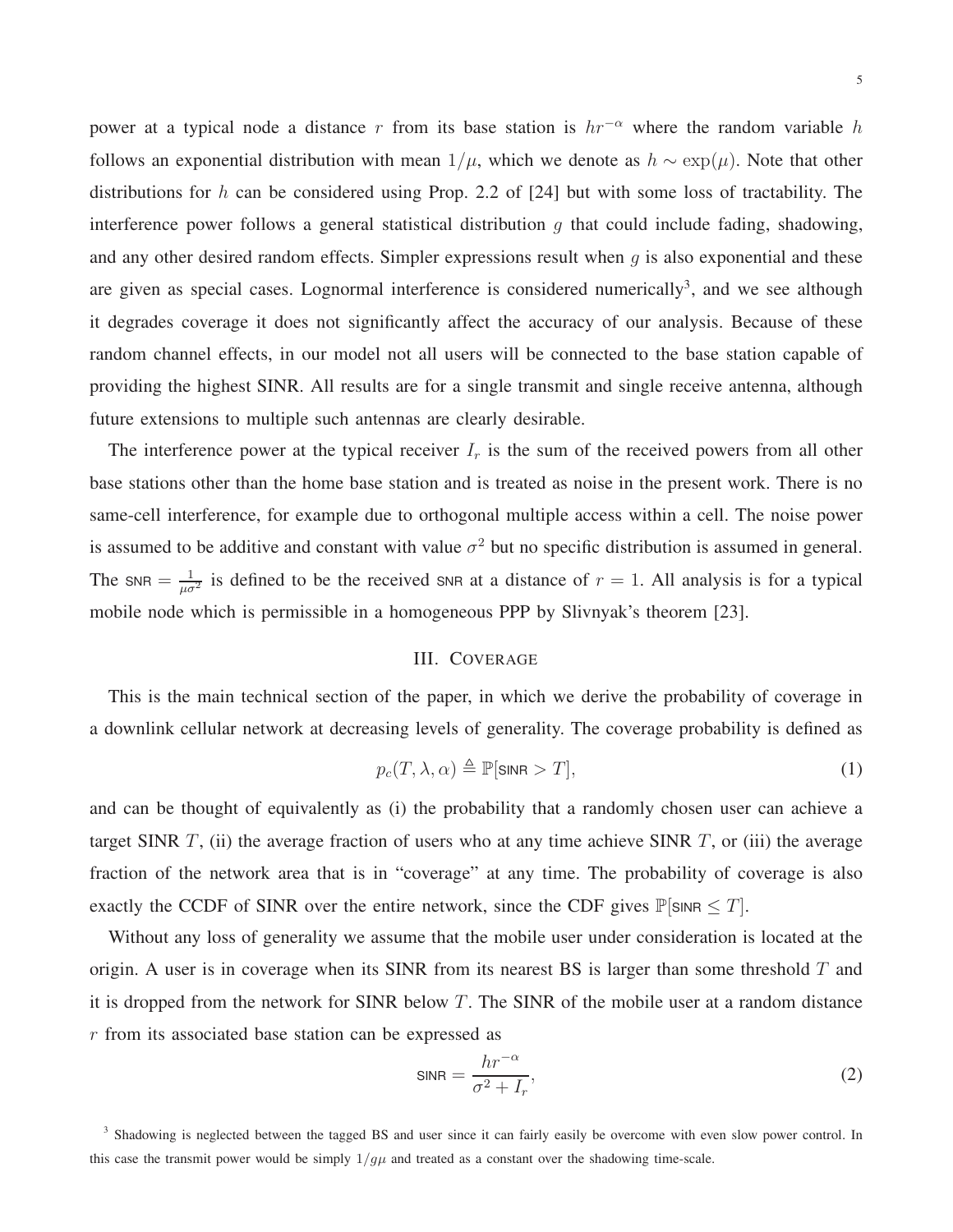power at a typical node a distance $r$ from its base station is $hr^{-\alpha}$ where the random variable $h$ follows an exponential distribution with mean $1/\mu$, which we denote as $h \sim \exp(\mu)$. Note that other distributions for $h$ can be considered using Prop. 2.2 of [24] but with some loss of tractability. The interference power follows a general statistical distribution $g$ that could include fading, shadowing, and any other desired random effects. Simpler expressions result when $g$ is also exponential and these are given as special cases. Lognormal interference is considered numerically[3], and we see although it degrades coverage it does not significantly affect the accuracy of our analysis. Because of these random channel effects, in our model not all users will be connected to the base station capable of providing the highest SINR. All results are for a single transmit and single receive antenna, although future extensions to multiple such antennas are clearly desirable.

The interference power at the typical receiver $I_r$ is the sum of the received powers from all other base stations other than the home base station and is treated as noise in the present work. There is no same-cell interference, for example due to orthogonal multiple access within a cell. The noise power is assumed to be additive and constant with value $\sigma^2$ but no specific distribution is assumed in general. The $\mathsf{SNR} = \frac{1}{\mu\sigma^2}$ is defined to be the received $\mathsf{SNR}$ at a distance of $r = 1$. All analysis is for a typical mobile node which is permissible in a homogeneous PPP by Slivnyak's theorem [23].

## III. Coverage

This is the main technical section of the paper, in which we derive the probability of coverage in a downlink cellular network at decreasing levels of generality. The coverage probability is defined as

$$p_c(T, \lambda, \alpha) \triangleq \mathbb{P}[\mathsf{SINR} > T], \tag{1}$$

and can be thought of equivalently as (i) the probability that a randomly chosen user can achieve a target SINR $T$, (ii) the average fraction of users who at any time achieve SINR $T$, or (iii) the average fraction of the network area that is in "coverage" at any time. The probability of coverage is also exactly the CCDF of SINR over the entire network, since the CDF gives $\mathbb{P}[\mathsf{SINR} \leq T]$.

Without any loss of generality we assume that the mobile user under consideration is located at the origin. A user is in coverage when its SINR from its nearest BS is larger than some threshold $T$ and it is dropped from the network for SINR below $T$. The SINR of the mobile user at a random distance $r$ from its associated base station can be expressed as

$$\mathsf{SINR} = \frac{hr^{-\alpha}}{\sigma^2 + I_r}, \tag{2}$$

[3] Shadowing is neglected between the tagged BS and user since it can fairly easily be overcome with even slow power control. In this case the transmit power would be simply $1/g\mu$ and treated as a constant over the shadowing time-scale.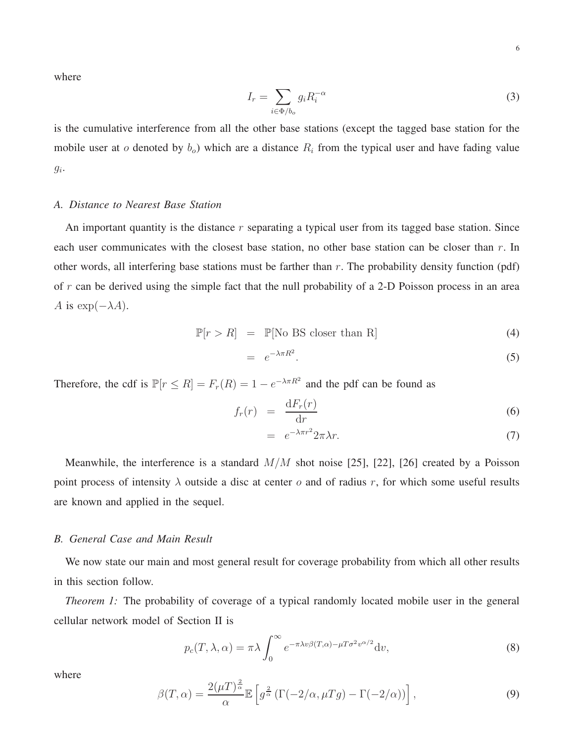where

$$I_r = \sum_{i \in \Phi / b_o} g_i R_i^{-\alpha} \tag{3}$$

is the cumulative interference from all the other base stations (except the tagged base station for the mobile user at $o$ denoted by $b_o$) which are a distance $R_i$ from the typical user and have fading value $g_i$.

### *A. Distance to Nearest Base Station*

An important quantity is the distance $r$ separating a typical user from its tagged base station. Since each user communicates with the closest base station, no other base station can be closer than $r$. In other words, all interfering base stations must be farther than $r$. The probability density function (pdf) of $r$ can be derived using the simple fact that the null probability of a 2-D Poisson process in an area $A$ is $\exp(-\lambda A)$.

$$\begin{aligned} \mathbb{P}[r > R] &= \mathbb{P}[\text{No BS closer than R}] &(4)\\ &= e^{-\lambda \pi R^2}. &(5) \end{aligned}$$

Therefore, the cdf is $\mathbb{P}[r \le R] = F_r(R) = 1 - e^{-\lambda \pi R^2}$ and the pdf can be found as

$$\begin{aligned} f_r(r) &= \frac{\mathrm{d}F_r(r)}{\mathrm{d}r} &(6)\\ &= e^{-\lambda \pi r^2} 2\pi \lambda r. &(7) \end{aligned}$$

Meanwhile, the interference is a standard $M/M$ shot noise [25], [22], [26] created by a Poisson point process of intensity $\lambda$ outside a disc at center $o$ and of radius $r$, for which some useful results are known and applied in the sequel.

### *B. General Case and Main Result*

We now state our main and most general result for coverage probability from which all other results in this section follow.

*Theorem 1:* The probability of coverage of a typical randomly located mobile user in the general cellular network model of Section II is

$$p_c(T, \lambda, \alpha) = \pi \lambda \int_0^\infty e^{-\pi \lambda v \beta(T,\alpha) - \mu T \sigma^2 v^{\alpha/2}} \mathrm{d}v, \tag{8}$$

where

$$\beta(T, \alpha) = \frac{2(\mu T)^{\frac{2}{\alpha}}}{\alpha} \mathbb{E}\left[ g^{\frac{2}{\alpha}} \left( \Gamma(-2/\alpha, \mu T g) - \Gamma(-2/\alpha) \right) \right], \tag{9}$$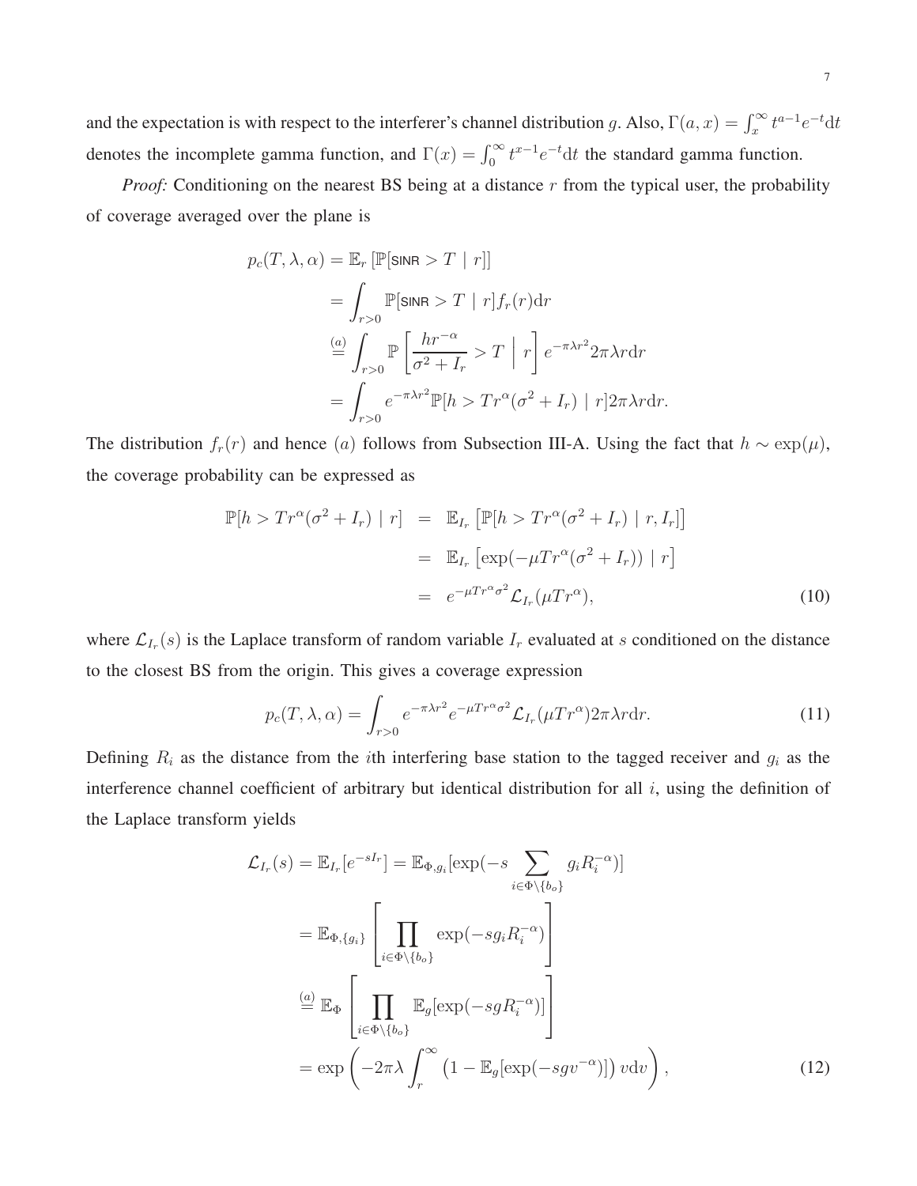and the expectation is with respect to the interferer's channel distribution $g$. Also, $\Gamma(a, x) = \int_x^\infty t^{a-1} e^{-t} \mathrm{d}t$ denotes the incomplete gamma function, and $\Gamma(x) = \int_0^\infty t^{x-1} e^{-t} \mathrm{d}t$ the standard gamma function.

*Proof:* Conditioning on the nearest BS being at a distance $r$ from the typical user, the probability of coverage averaged over the plane is

$$
\begin{aligned}
p_c(T, \lambda, \alpha) &= \mathbb{E}_r \left[ \mathbb{P}[\mathsf{SINR} > T \mid r] \right] \\
&= \int_{r>0} \mathbb{P}[\mathsf{SINR} > T \mid r] f_r(r) \mathrm{d}r \\
&\stackrel{(a)}{=} \int_{r>0} \mathbb{P}\left[ \frac{h r^{-\alpha}}{\sigma^2 + I_r} > T \;\middle|\; r \right] e^{-\pi\lambda r^2} 2\pi\lambda r \mathrm{d}r \\
&= \int_{r>0} e^{-\pi\lambda r^2} \mathbb{P}[h > T r^\alpha (\sigma^2 + I_r) \mid r] 2\pi\lambda r \mathrm{d}r.
\end{aligned}
$$

The distribution $f_r(r)$ and hence $(a)$ follows from Subsection III-A. Using the fact that $h \sim \exp(\mu)$, the coverage probability can be expressed as

$$
\begin{aligned}
\mathbb{P}[h > T r^\alpha (\sigma^2 + I_r) \mid r] &= \mathbb{E}_{I_r} \left[ \mathbb{P}[h > T r^\alpha (\sigma^2 + I_r) \mid r, I_r] \right] \\
&= \mathbb{E}_{I_r} \left[ \exp(-\mu T r^\alpha (\sigma^2 + I_r)) \mid r \right] \\
&= e^{-\mu T r^\alpha \sigma^2} \mathcal{L}_{I_r}(\mu T r^\alpha), \qquad (10)
\end{aligned}
$$

where $\mathcal{L}_{I_r}(s)$ is the Laplace transform of random variable $I_r$ evaluated at $s$ conditioned on the distance to the closest BS from the origin. This gives a coverage expression

$$
p_c(T, \lambda, \alpha) = \int_{r>0} e^{-\pi\lambda r^2} e^{-\mu T r^\alpha \sigma^2} \mathcal{L}_{I_r}(\mu T r^\alpha) 2\pi\lambda r \mathrm{d}r. \qquad (11)
$$

Defining $R_i$ as the distance from the $i$th interfering base station to the tagged receiver and $g_i$ as the interference channel coefficient of arbitrary but identical distribution for all $i$, using the definition of the Laplace transform yields

$$
\begin{aligned}
\mathcal{L}_{I_r}(s) &= \mathbb{E}_{I_r}[e^{-sI_r}] = \mathbb{E}_{\Phi, g_i}[\exp(-s \sum_{i \in \Phi \setminus \{b_o\}} g_i R_i^{-\alpha})] \\
&= \mathbb{E}_{\Phi, \{g_i\}} \left[ \prod_{i \in \Phi \setminus \{b_o\}} \exp(-s g_i R_i^{-\alpha}) \right] \\
&\stackrel{(a)}{=} \mathbb{E}_{\Phi} \left[ \prod_{i \in \Phi \setminus \{b_o\}} \mathbb{E}_g[\exp(-s g R_i^{-\alpha})] \right] \\
&= \exp\left( -2\pi\lambda \int_r^\infty \left( 1 - \mathbb{E}_g[\exp(-s g v^{-\alpha})] \right) v \mathrm{d}v \right), \qquad (12)
\end{aligned}
$$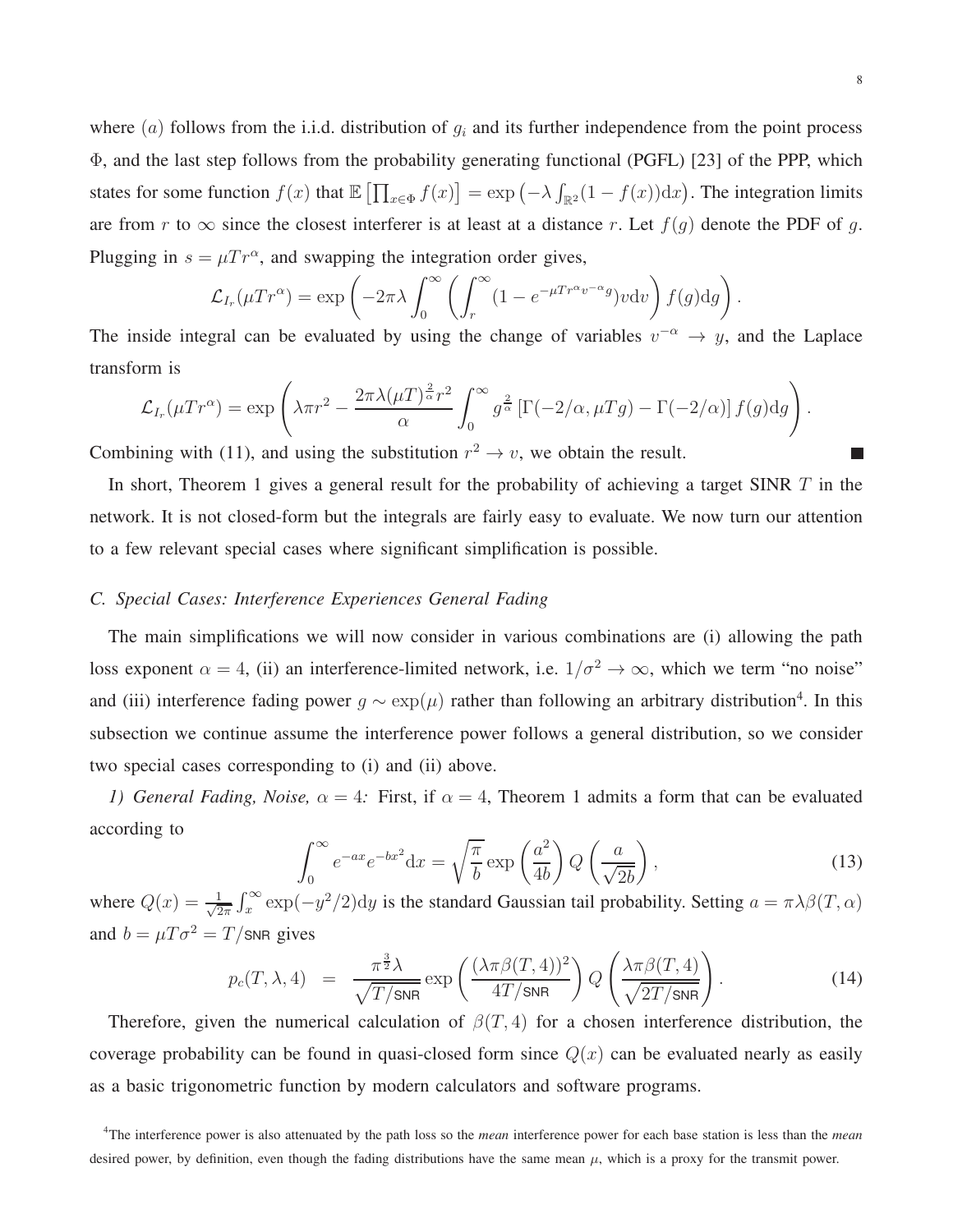where $(a)$ follows from the i.i.d. distribution of $g_i$ and its further independence from the point process $\Phi$, and the last step follows from the probability generating functional (PGFL) [23] of the PPP, which states for some function $f(x)$ that $\mathbb{E}\left[\prod_{x\in\Phi} f(x)\right] = \exp\left(-\lambda \int_{\mathbb{R}^2}(1-f(x))\mathrm{d}x\right)$. The integration limits are from $r$ to $\infty$ since the closest interferer is at least at a distance $r$. Let $f(g)$ denote the PDF of $g$. Plugging in $s = \mu T r^{\alpha}$, and swapping the integration order gives,

$$\mathcal{L}_{I_r}(\mu T r^{\alpha}) = \exp\left(-2\pi\lambda \int_0^{\infty}\left(\int_r^{\infty}(1-e^{-\mu T r^{\alpha} v^{-\alpha} g})v\mathrm{d}v\right)f(g)\mathrm{d}g\right).$$

The inside integral can be evaluated by using the change of variables $v^{-\alpha} \to y$, and the Laplace transform is

$$\mathcal{L}_{I_r}(\mu T r^{\alpha}) = \exp\left(\lambda\pi r^2 - \frac{2\pi\lambda(\mu T)^{\frac{2}{\alpha}} r^2}{\alpha}\int_0^{\infty} g^{\frac{2}{\alpha}}\left[\Gamma(-2/\alpha, \mu T g) - \Gamma(-2/\alpha)\right]f(g)\mathrm{d}g\right).$$

Combining with (11), and using the substitution $r^2 \to v$, we obtain the result. ■

In short, Theorem 1 gives a general result for the probability of achieving a target SINR $T$ in the network. It is not closed-form but the integrals are fairly easy to evaluate. We now turn our attention to a few relevant special cases where significant simplification is possible.

### C. Special Cases: Interference Experiences General Fading

The main simplifications we will now consider in various combinations are (i) allowing the path loss exponent $\alpha = 4$, (ii) an interference-limited network, i.e. $1/\sigma^2 \to \infty$, which we term "no noise" and (iii) interference fading power $g \sim \exp(\mu)$ rather than following an arbitrary distribution[4]. In this subsection we continue assume the interference power follows a general distribution, so we consider two special cases corresponding to (i) and (ii) above.

*1) General Fading, Noise, $\alpha = 4$:* First, if $\alpha = 4$, Theorem 1 admits a form that can be evaluated according to

$$\int_0^{\infty} e^{-ax}e^{-bx^2}\mathrm{d}x = \sqrt{\frac{\pi}{b}}\exp\left(\frac{a^2}{4b}\right)Q\left(\frac{a}{\sqrt{2b}}\right), \tag{13}$$

where $Q(x) = \frac{1}{\sqrt{2\pi}}\int_x^{\infty}\exp(-y^2/2)\mathrm{d}y$ is the standard Gaussian tail probability. Setting $a = \pi\lambda\beta(T,\alpha)$ and $b = \mu T\sigma^2 = T/\mathsf{SNR}$ gives

$$p_c(T,\lambda,4) = \frac{\pi^{\frac{3}{2}}\lambda}{\sqrt{T/\mathsf{SNR}}}\exp\left(\frac{(\lambda\pi\beta(T,4))^2}{4T/\mathsf{SNR}}\right)Q\left(\frac{\lambda\pi\beta(T,4)}{\sqrt{2T/\mathsf{SNR}}}\right). \tag{14}$$

Therefore, given the numerical calculation of $\beta(T,4)$ for a chosen interference distribution, the coverage probability can be found in quasi-closed form since $Q(x)$ can be evaluated nearly as easily as a basic trigonometric function by modern calculators and software programs.

[4] The interference power is also attenuated by the path loss so the *mean* interference power for each base station is less than the *mean* desired power, by definition, even though the fading distributions have the same mean $\mu$, which is a proxy for the transmit power.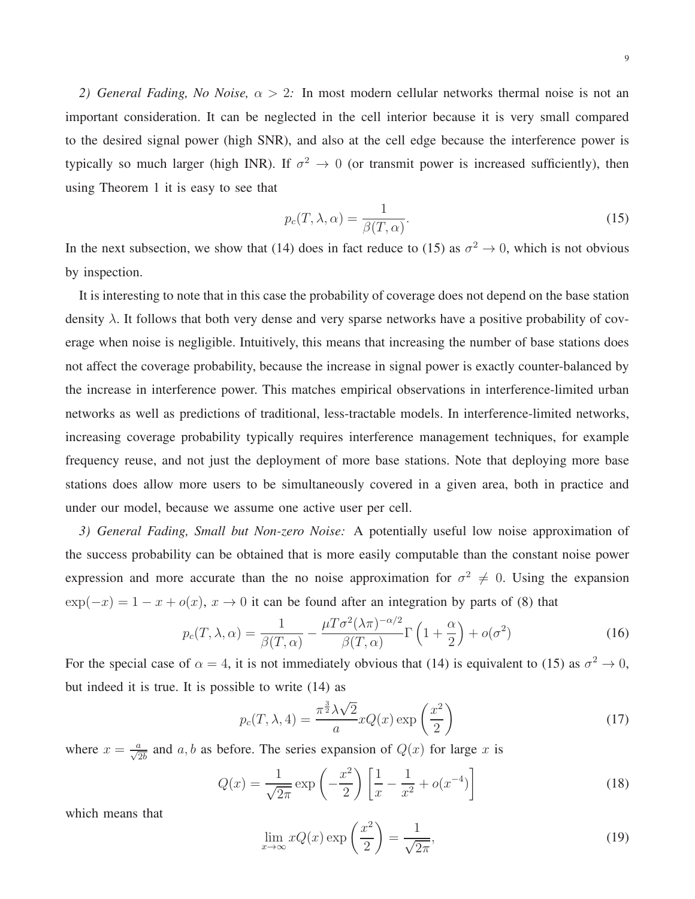*2) General Fading, No Noise, $\alpha > 2$:* In most modern cellular networks thermal noise is not an important consideration. It can be neglected in the cell interior because it is very small compared to the desired signal power (high SNR), and also at the cell edge because the interference power is typically so much larger (high INR). If $\sigma^2 \to 0$ (or transmit power is increased sufficiently), then using Theorem 1 it is easy to see that

$$p_c(T, \lambda, \alpha) = \frac{1}{\beta(T, \alpha)}. \tag{15}$$

In the next subsection, we show that (14) does in fact reduce to (15) as $\sigma^2 \to 0$, which is not obvious by inspection.

It is interesting to note that in this case the probability of coverage does not depend on the base station density $\lambda$. It follows that both very dense and very sparse networks have a positive probability of coverage when noise is negligible. Intuitively, this means that increasing the number of base stations does not affect the coverage probability, because the increase in signal power is exactly counter-balanced by the increase in interference power. This matches empirical observations in interference-limited urban networks as well as predictions of traditional, less-tractable models. In interference-limited networks, increasing coverage probability typically requires interference management techniques, for example frequency reuse, and not just the deployment of more base stations. Note that deploying more base stations does allow more users to be simultaneously covered in a given area, both in practice and under our model, because we assume one active user per cell.

*3) General Fading, Small but Non-zero Noise:* A potentially useful low noise approximation of the success probability can be obtained that is more easily computable than the constant noise power expression and more accurate than the no noise approximation for $\sigma^2 \neq 0$. Using the expansion $\exp(-x) = 1 - x + o(x)$, $x \to 0$ it can be found after an integration by parts of (8) that

$$p_c(T, \lambda, \alpha) = \frac{1}{\beta(T, \alpha)} - \frac{\mu T \sigma^2 (\lambda \pi)^{-\alpha/2}}{\beta(T, \alpha)} \Gamma\left(1 + \frac{\alpha}{2}\right) + o(\sigma^2) \tag{16}$$

For the special case of $\alpha = 4$, it is not immediately obvious that (14) is equivalent to (15) as $\sigma^2 \to 0$, but indeed it is true. It is possible to write (14) as

$$p_c(T, \lambda, 4) = \frac{\pi^{\frac{3}{2}} \lambda \sqrt{2}}{a} x Q(x) \exp\left(\frac{x^2}{2}\right) \tag{17}$$

where $x = \frac{a}{\sqrt{2b}}$ and $a, b$ as before. The series expansion of $Q(x)$ for large $x$ is

$$Q(x) = \frac{1}{\sqrt{2\pi}} \exp\left(-\frac{x^2}{2}\right) \left[\frac{1}{x} - \frac{1}{x^2} + o(x^{-4})\right] \tag{18}$$

which means that

$$\lim_{x \to \infty} x Q(x) \exp\left(\frac{x^2}{2}\right) = \frac{1}{\sqrt{2\pi}}, \tag{19}$$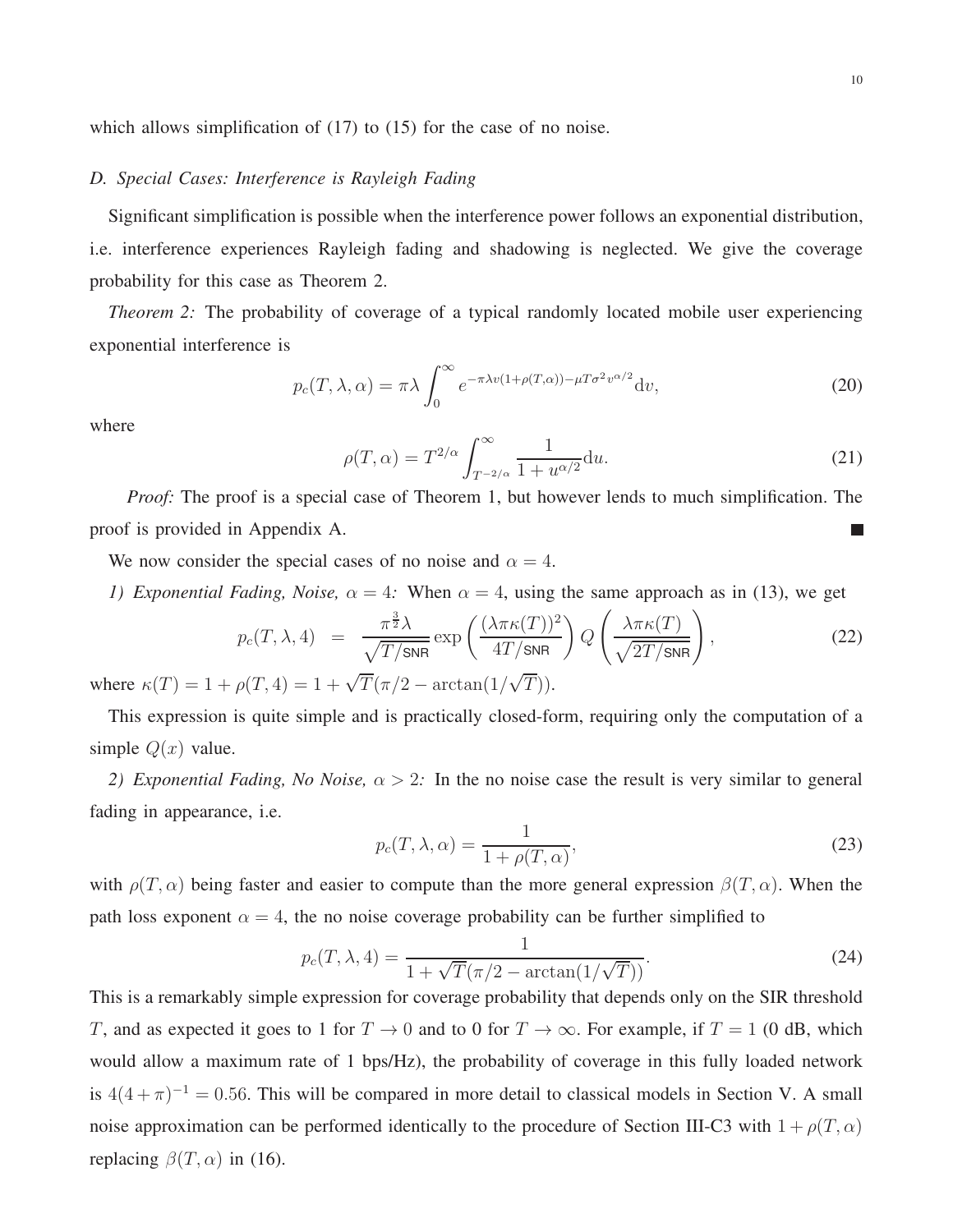which allows simplification of (17) to (15) for the case of no noise.

### *D. Special Cases: Interference is Rayleigh Fading*

Significant simplification is possible when the interference power follows an exponential distribution, i.e. interference experiences Rayleigh fading and shadowing is neglected. We give the coverage probability for this case as Theorem 2.

*Theorem 2:* The probability of coverage of a typical randomly located mobile user experiencing exponential interference is

$$p_c(T,\lambda,\alpha) = \pi\lambda \int_0^\infty e^{-\pi\lambda v(1+\rho(T,\alpha)) - \mu T\sigma^2 v^{\alpha/2}} \mathrm{d}v, \tag{20}$$

where

$$\rho(T,\alpha) = T^{2/\alpha} \int_{T^{-2/\alpha}}^{\infty} \frac{1}{1+u^{\alpha/2}} \mathrm{d}u. \tag{21}$$

*Proof:* The proof is a special case of Theorem 1, but however lends to much simplification. The proof is provided in Appendix A. ■

We now consider the special cases of no noise and $\alpha = 4$.

*1) Exponential Fading, Noise, $\alpha = 4$:* When $\alpha = 4$, using the same approach as in (13), we get

$$p_c(T,\lambda,4) = \frac{\pi^{\frac{3}{2}}\lambda}{\sqrt{T/\mathsf{SNR}}} \exp\left(\frac{(\lambda\pi\kappa(T))^2}{4T/\mathsf{SNR}}\right) Q\left(\frac{\lambda\pi\kappa(T)}{\sqrt{2T/\mathsf{SNR}}}\right), \tag{22}$$

where $\kappa(T) = 1 + \rho(T,4) = 1 + \sqrt{T}(\pi/2 - \arctan(1/\sqrt{T}))$.

This expression is quite simple and is practically closed-form, requiring only the computation of a simple $Q(x)$ value.

*2) Exponential Fading, No Noise, $\alpha > 2$:* In the no noise case the result is very similar to general fading in appearance, i.e.

$$p_c(T,\lambda,\alpha) = \frac{1}{1+\rho(T,\alpha)}, \tag{23}$$

with $\rho(T,\alpha)$ being faster and easier to compute than the more general expression $\beta(T,\alpha)$. When the path loss exponent $\alpha = 4$, the no noise coverage probability can be further simplified to

$$p_c(T,\lambda,4) = \frac{1}{1+\sqrt{T}(\pi/2 - \arctan(1/\sqrt{T}))}. \tag{24}$$

This is a remarkably simple expression for coverage probability that depends only on the SIR threshold $T$, and as expected it goes to 1 for $T \to 0$ and to 0 for $T \to \infty$. For example, if $T = 1$ (0 dB, which would allow a maximum rate of 1 bps/Hz), the probability of coverage in this fully loaded network is $4(4+\pi)^{-1} = 0.56$. This will be compared in more detail to classical models in Section V. A small noise approximation can be performed identically to the procedure of Section III-C3 with $1 + \rho(T,\alpha)$ replacing $\beta(T,\alpha)$ in (16).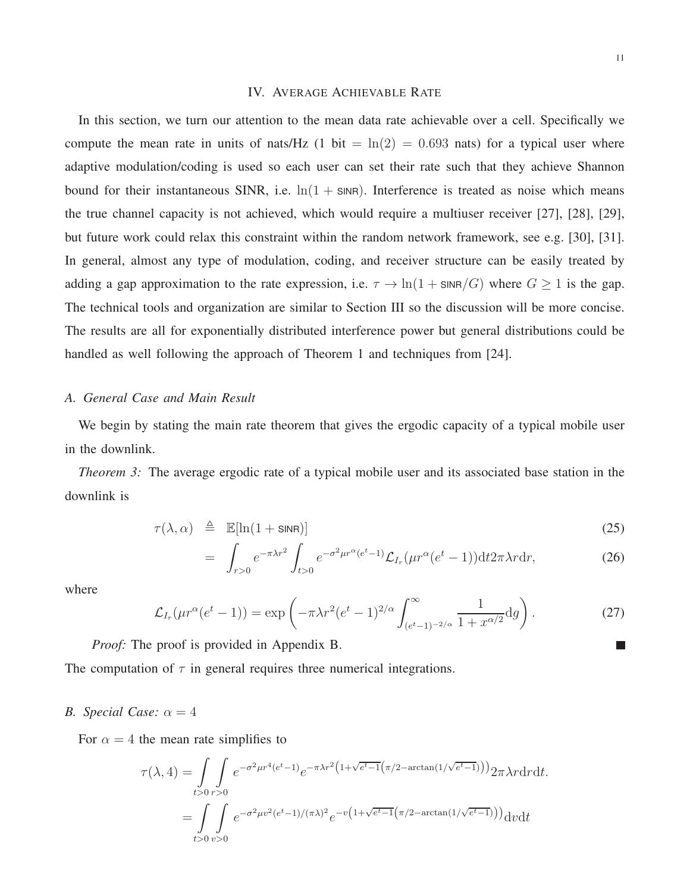## IV. Average Achievable Rate

In this section, we turn our attention to the mean data rate achievable over a cell. Specifically we compute the mean rate in units of nats/Hz (1 bit = $\ln(2) = 0.693$ nats) for a typical user where adaptive modulation/coding is used so each user can set their rate such that they achieve Shannon bound for their instantaneous SINR, i.e. $\ln(1 + \mathsf{SINR})$. Interference is treated as noise which means the true channel capacity is not achieved, which would require a multiuser receiver [27], [28], [29], but future work could relax this constraint within the random network framework, see e.g. [30], [31]. In general, almost any type of modulation, coding, and receiver structure can be easily treated by adding a gap approximation to the rate expression, i.e. $\tau \to \ln(1 + \mathsf{SINR}/G)$ where $G \geq 1$ is the gap. The technical tools and organization are similar to Section III so the discussion will be more concise. The results are all for exponentially distributed interference power but general distributions could be handled as well following the approach of Theorem 1 and techniques from [24].

### A. General Case and Main Result

We begin by stating the main rate theorem that gives the ergodic capacity of a typical mobile user in the downlink.

*Theorem 3:* The average ergodic rate of a typical mobile user and its associated base station in the downlink is

$$\tau(\lambda, \alpha) \triangleq \mathbb{E}[\ln(1 + \mathsf{SINR})] \tag{25}$$

$$= \int_{r>0} e^{-\pi\lambda r^2} \int_{t>0} e^{-\sigma^2 \mu r^\alpha (e^t - 1)} \mathcal{L}_{I_r}(\mu r^\alpha (e^t - 1)) \mathrm{d}t 2\pi\lambda r \mathrm{d}r, \tag{26}$$

where

$$\mathcal{L}_{I_r}(\mu r^\alpha (e^t - 1)) = \exp\left(-\pi\lambda r^2 (e^t - 1)^{2/\alpha} \int_{(e^t-1)^{-2/\alpha}}^{\infty} \frac{1}{1 + x^{\alpha/2}} \mathrm{d}g\right). \tag{27}$$

*Proof:* The proof is provided in Appendix B. ■

The computation of $\tau$ in general requires three numerical integrations.

### B. Special Case: $\alpha = 4$

For $\alpha = 4$ the mean rate simplifies to

$$\tau(\lambda, 4) = \int_{t>0}\int_{r>0} e^{-\sigma^2 \mu r^4 (e^t - 1)} e^{-\pi\lambda r^2 \left(1 + \sqrt{e^t - 1}\left(\pi/2 - \arctan(1/\sqrt{e^t - 1})\right)\right)} 2\pi\lambda r \mathrm{d}r \mathrm{d}t.$$

$$= \int_{t>0}\int_{v>0} e^{-\sigma^2 \mu v^2 (e^t - 1)/(\pi\lambda)^2} e^{-v\left(1 + \sqrt{e^t - 1}\left(\pi/2 - \arctan(1/\sqrt{e^t - 1})\right)\right)} \mathrm{d}v \mathrm{d}t$$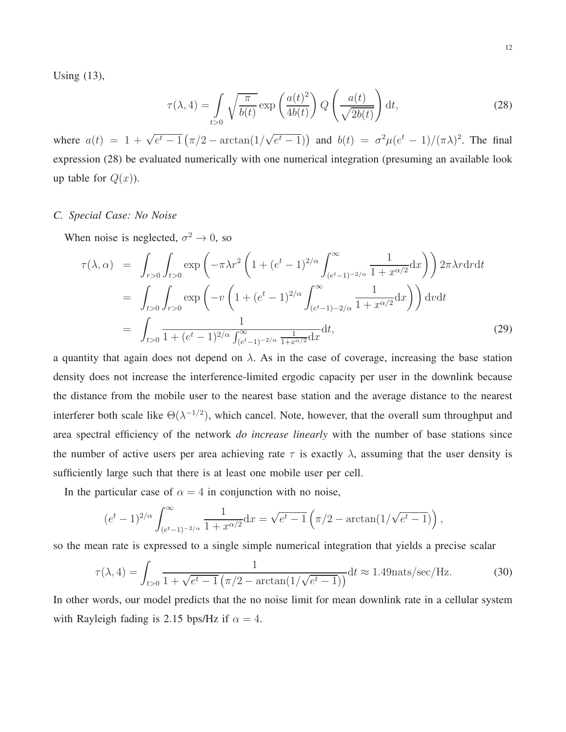Using (13),

$$\tau(\lambda, 4) = \int\limits_{t>0} \sqrt{\frac{\pi}{b(t)}} \exp\left(\frac{a(t)^2}{4b(t)}\right) Q\left(\frac{a(t)}{\sqrt{2b(t)}}\right) \mathrm{d}t, \tag{28}$$

where $a(t) = 1 + \sqrt{e^t - 1}\left(\pi/2 - \arctan(1/\sqrt{e^t - 1})\right)$ and $b(t) = \sigma^2 \mu (e^t - 1)/(\pi\lambda)^2$. The final expression (28) be evaluated numerically with one numerical integration (presuming an available look up table for $Q(x)$).

### *C. Special Case: No Noise*

When noise is neglected, $\sigma^2 \to 0$, so

$$\begin{aligned}
\tau(\lambda, \alpha) &= \int_{r>0}\int_{t>0} \exp\left(-\pi\lambda r^2\left(1 + (e^t - 1)^{2/\alpha}\int_{(e^t-1)^{-2/\alpha}}^{\infty} \frac{1}{1 + x^{\alpha/2}}\mathrm{d}x\right)\right) 2\pi\lambda r \mathrm{d}r\mathrm{d}t \\
&= \int_{t>0}\int_{r>0} \exp\left(-v\left(1 + (e^t - 1)^{2/\alpha}\int_{(e^t-1)-2/\alpha}^{\infty} \frac{1}{1 + x^{\alpha/2}}\mathrm{d}x\right)\right) \mathrm{d}v\mathrm{d}t \\
&= \int_{t>0} \frac{1}{1 + (e^t - 1)^{2/\alpha}\int_{(e^t-1)^{-2/\alpha}}^{\infty} \frac{1}{1+x^{\alpha/2}}\mathrm{d}x}\mathrm{d}t,
\end{aligned} \tag{29}$$

a quantity that again does not depend on $\lambda$. As in the case of coverage, increasing the base station density does not increase the interference-limited ergodic capacity per user in the downlink because the distance from the mobile user to the nearest base station and the average distance to the nearest interferer both scale like $\Theta(\lambda^{-1/2})$, which cancel. Note, however, that the overall sum throughput and area spectral efficiency of the network *do increase linearly* with the number of base stations since the number of active users per area achieving rate $\tau$ is exactly $\lambda$, assuming that the user density is sufficiently large such that there is at least one mobile user per cell.

In the particular case of $\alpha = 4$ in conjunction with no noise,

$$(e^t - 1)^{2/\alpha}\int_{(e^t-1)^{-2/\alpha}}^{\infty} \frac{1}{1 + x^{\alpha/2}}\mathrm{d}x = \sqrt{e^t - 1}\left(\pi/2 - \arctan(1/\sqrt{e^t - 1})\right),$$

so the mean rate is expressed to a single simple numerical integration that yields a precise scalar

$$\tau(\lambda, 4) = \int_{t>0} \frac{1}{1 + \sqrt{e^t - 1}\left(\pi/2 - \arctan(1/\sqrt{e^t - 1})\right)}\mathrm{d}t \approx 1.49\text{nats/sec/Hz}. \tag{30}$$

In other words, our model predicts that the no noise limit for mean downlink rate in a cellular system with Rayleigh fading is 2.15 bps/Hz if $\alpha = 4$.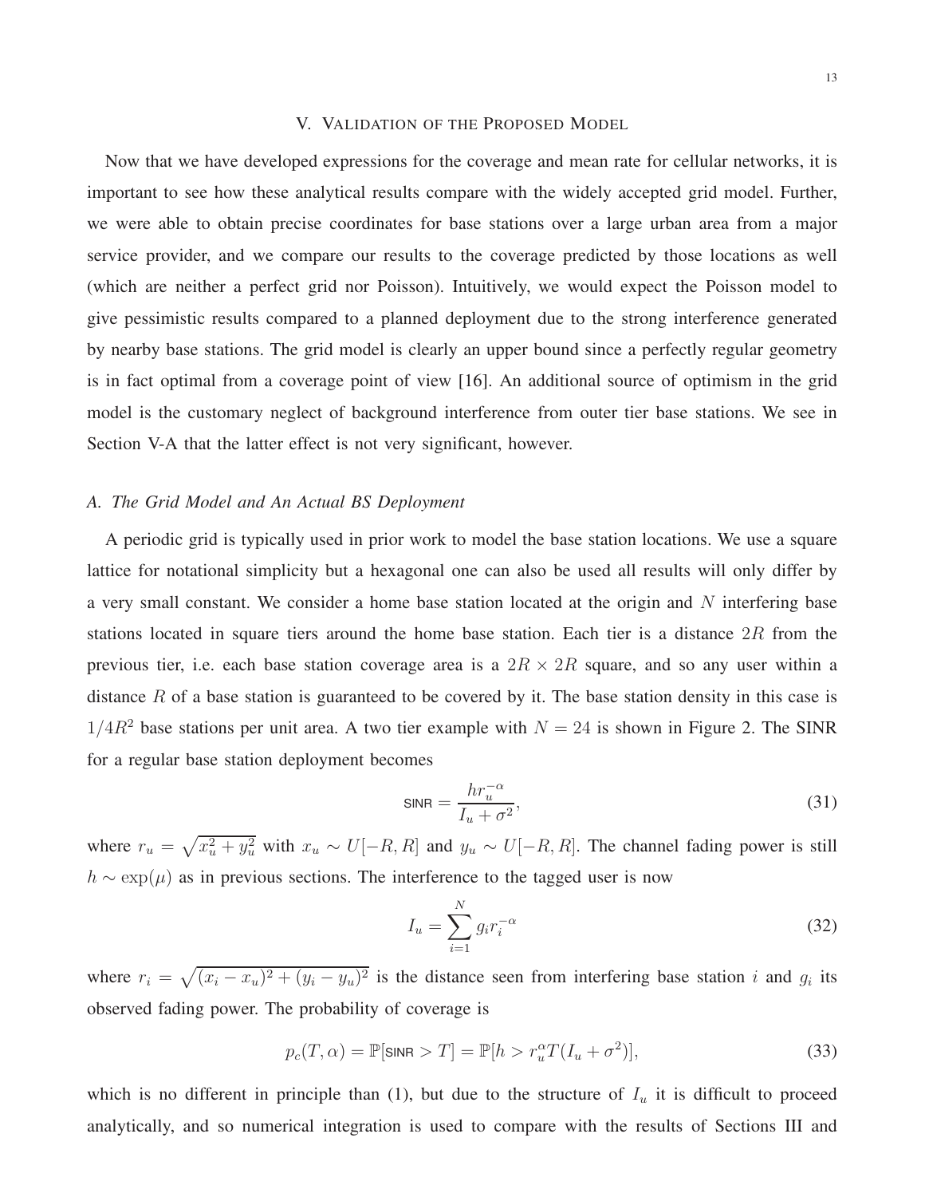## V. Validation of the Proposed Model

Now that we have developed expressions for the coverage and mean rate for cellular networks, it is important to see how these analytical results compare with the widely accepted grid model. Further, we were able to obtain precise coordinates for base stations over a large urban area from a major service provider, and we compare our results to the coverage predicted by those locations as well (which are neither a perfect grid nor Poisson). Intuitively, we would expect the Poisson model to give pessimistic results compared to a planned deployment due to the strong interference generated by nearby base stations. The grid model is clearly an upper bound since a perfectly regular geometry is in fact optimal from a coverage point of view [16]. An additional source of optimism in the grid model is the customary neglect of background interference from outer tier base stations. We see in Section V-A that the latter effect is not very significant, however.

### A. The Grid Model and An Actual BS Deployment

A periodic grid is typically used in prior work to model the base station locations. We use a square lattice for notational simplicity but a hexagonal one can also be used all results will only differ by a very small constant. We consider a home base station located at the origin and $N$ interfering base stations located in square tiers around the home base station. Each tier is a distance $2R$ from the previous tier, i.e. each base station coverage area is a $2R \times 2R$ square, and so any user within a distance $R$ of a base station is guaranteed to be covered by it. The base station density in this case is $1/4R^2$ base stations per unit area. A two tier example with $N = 24$ is shown in Figure 2. The SINR for a regular base station deployment becomes

$$\mathsf{SINR} = \frac{h r_u^{-\alpha}}{I_u + \sigma^2}, \tag{31}$$

where $r_u = \sqrt{x_u^2 + y_u^2}$ with $x_u \sim U[-R, R]$ and $y_u \sim U[-R, R]$. The channel fading power is still $h \sim \exp(\mu)$ as in previous sections. The interference to the tagged user is now

$$I_u = \sum_{i=1}^{N} g_i r_i^{-\alpha} \tag{32}$$

where $r_i = \sqrt{(x_i - x_u)^2 + (y_i - y_u)^2}$ is the distance seen from interfering base station $i$ and $g_i$ its observed fading power. The probability of coverage is

$$p_c(T, \alpha) = \mathbb{P}[\mathsf{SINR} > T] = \mathbb{P}[h > r_u^{\alpha} T (I_u + \sigma^2)], \tag{33}$$

which is no different in principle than (1), but due to the structure of $I_u$ it is difficult to proceed analytically, and so numerical integration is used to compare with the results of Sections III and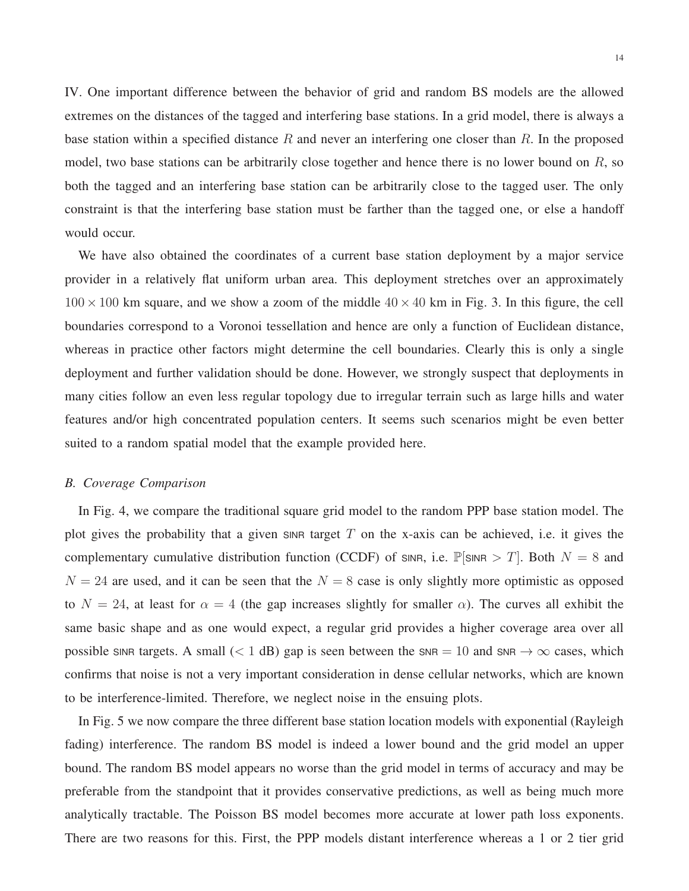IV. One important difference between the behavior of grid and random BS models are the allowed extremes on the distances of the tagged and interfering base stations. In a grid model, there is always a base station within a specified distance $R$ and never an interfering one closer than $R$. In the proposed model, two base stations can be arbitrarily close together and hence there is no lower bound on $R$, so both the tagged and an interfering base station can be arbitrarily close to the tagged user. The only constraint is that the interfering base station must be farther than the tagged one, or else a handoff would occur.

We have also obtained the coordinates of a current base station deployment by a major service provider in a relatively flat uniform urban area. This deployment stretches over an approximately $100 \times 100$ km square, and we show a zoom of the middle $40 \times 40$ km in Fig. 3. In this figure, the cell boundaries correspond to a Voronoi tessellation and hence are only a function of Euclidean distance, whereas in practice other factors might determine the cell boundaries. Clearly this is only a single deployment and further validation should be done. However, we strongly suspect that deployments in many cities follow an even less regular topology due to irregular terrain such as large hills and water features and/or high concentrated population centers. It seems such scenarios might be even better suited to a random spatial model that the example provided here.

### *B. Coverage Comparison*

In Fig. 4, we compare the traditional square grid model to the random PPP base station model. The plot gives the probability that a given $\text{SINR}$ target $T$ on the x-axis can be achieved, i.e. it gives the complementary cumulative distribution function (CCDF) of $\text{SINR}$, i.e. $\mathbb{P}[\text{SINR} > T]$. Both $N = 8$ and $N = 24$ are used, and it can be seen that the $N = 8$ case is only slightly more optimistic as opposed to $N = 24$, at least for $\alpha = 4$ (the gap increases slightly for smaller $\alpha$). The curves all exhibit the same basic shape and as one would expect, a regular grid provides a higher coverage area over all possible $\text{SINR}$ targets. A small ($< 1$ dB) gap is seen between the $\text{SNR} = 10$ and $\text{SNR} \to \infty$ cases, which confirms that noise is not a very important consideration in dense cellular networks, which are known to be interference-limited. Therefore, we neglect noise in the ensuing plots.

In Fig. 5 we now compare the three different base station location models with exponential (Rayleigh fading) interference. The random BS model is indeed a lower bound and the grid model an upper bound. The random BS model appears no worse than the grid model in terms of accuracy and may be preferable from the standpoint that it provides conservative predictions, as well as being much more analytically tractable. The Poisson BS model becomes more accurate at lower path loss exponents. There are two reasons for this. First, the PPP models distant interference whereas a 1 or 2 tier grid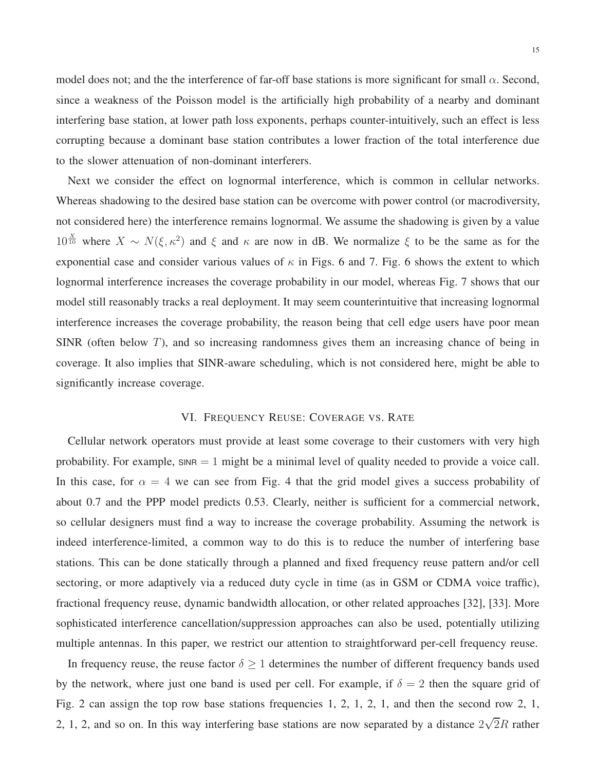model does not; and the the interference of far-off base stations is more significant for small $\alpha$. Second, since a weakness of the Poisson model is the artificially high probability of a nearby and dominant interfering base station, at lower path loss exponents, perhaps counter-intuitively, such an effect is less corrupting because a dominant base station contributes a lower fraction of the total interference due to the slower attenuation of non-dominant interferers.

Next we consider the effect on lognormal interference, which is common in cellular networks. Whereas shadowing to the desired base station can be overcome with power control (or macrodiversity, not considered here) the interference remains lognormal. We assume the shadowing is given by a value $10^{\frac{X}{10}}$ where $X \sim N(\xi, \kappa^2)$ and $\xi$ and $\kappa$ are now in dB. We normalize $\xi$ to be the same as for the exponential case and consider various values of $\kappa$ in Figs. 6 and 7. Fig. 6 shows the extent to which lognormal interference increases the coverage probability in our model, whereas Fig. 7 shows that our model still reasonably tracks a real deployment. It may seem counterintuitive that increasing lognormal interference increases the coverage probability, the reason being that cell edge users have poor mean SINR (often below $T$), and so increasing randomness gives them an increasing chance of being in coverage. It also implies that SINR-aware scheduling, which is not considered here, might be able to significantly increase coverage.

## VI. Frequency Reuse: Coverage vs. Rate

Cellular network operators must provide at least some coverage to their customers with very high probability. For example, $\text{SINR} = 1$ might be a minimal level of quality needed to provide a voice call. In this case, for $\alpha = 4$ we can see from Fig. 4 that the grid model gives a success probability of about 0.7 and the PPP model predicts 0.53. Clearly, neither is sufficient for a commercial network, so cellular designers must find a way to increase the coverage probability. Assuming the network is indeed interference-limited, a common way to do this is to reduce the number of interfering base stations. This can be done statically through a planned and fixed frequency reuse pattern and/or cell sectoring, or more adaptively via a reduced duty cycle in time (as in GSM or CDMA voice traffic), fractional frequency reuse, dynamic bandwidth allocation, or other related approaches [32], [33]. More sophisticated interference cancellation/suppression approaches can also be used, potentially utilizing multiple antennas. In this paper, we restrict our attention to straightforward per-cell frequency reuse.

In frequency reuse, the reuse factor $\delta \geq 1$ determines the number of different frequency bands used by the network, where just one band is used per cell. For example, if $\delta = 2$ then the square grid of Fig. 2 can assign the top row base stations frequencies 1, 2, 1, 2, 1, and then the second row 2, 1, 2, 1, 2, and so on. In this way interfering base stations are now separated by a distance $2\sqrt{2}R$ rather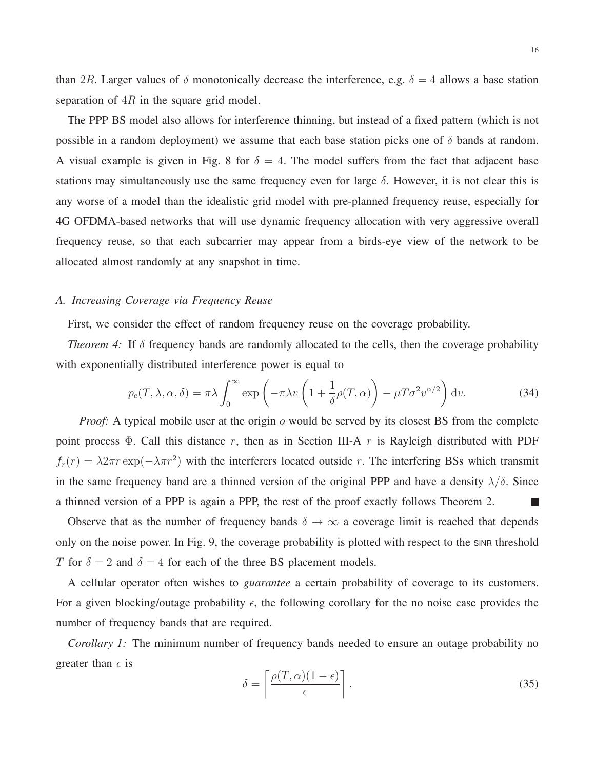than $2R$. Larger values of $\delta$ monotonically decrease the interference, e.g. $\delta = 4$ allows a base station separation of $4R$ in the square grid model.

The PPP BS model also allows for interference thinning, but instead of a fixed pattern (which is not possible in a random deployment) we assume that each base station picks one of $\delta$ bands at random. A visual example is given in Fig. 8 for $\delta = 4$. The model suffers from the fact that adjacent base stations may simultaneously use the same frequency even for large $\delta$. However, it is not clear this is any worse of a model than the idealistic grid model with pre-planned frequency reuse, especially for 4G OFDMA-based networks that will use dynamic frequency allocation with very aggressive overall frequency reuse, so that each subcarrier may appear from a birds-eye view of the network to be allocated almost randomly at any snapshot in time.

### *A. Increasing Coverage via Frequency Reuse*

First, we consider the effect of random frequency reuse on the coverage probability.

*Theorem 4:* If $\delta$ frequency bands are randomly allocated to the cells, then the coverage probability with exponentially distributed interference power is equal to

$$p_c(T, \lambda, \alpha, \delta) = \pi\lambda \int_0^\infty \exp\left(-\pi\lambda v \left(1 + \frac{1}{\delta}\rho(T, \alpha)\right) - \mu T \sigma^2 v^{\alpha/2}\right) \mathrm{d}v. \tag{34}$$

*Proof:* A typical mobile user at the origin $o$ would be served by its closest BS from the complete point process $\Phi$. Call this distance $r$, then as in Section III-A $r$ is Rayleigh distributed with PDF $f_r(r) = \lambda 2\pi r \exp(-\lambda \pi r^2)$ with the interferers located outside $r$. The interfering BSs which transmit in the same frequency band are a thinned version of the original PPP and have a density $\lambda/\delta$. Since a thinned version of a PPP is again a PPP, the rest of the proof exactly follows Theorem 2. ■

Observe that as the number of frequency bands $\delta \to \infty$ a coverage limit is reached that depends only on the noise power. In Fig. 9, the coverage probability is plotted with respect to the SINR threshold $T$ for $\delta = 2$ and $\delta = 4$ for each of the three BS placement models.

A cellular operator often wishes to *guarantee* a certain probability of coverage to its customers. For a given blocking/outage probability $\epsilon$, the following corollary for the no noise case provides the number of frequency bands that are required.

*Corollary 1:* The minimum number of frequency bands needed to ensure an outage probability no greater than $\epsilon$ is

$$\delta = \left\lceil \frac{\rho(T, \alpha)(1 - \epsilon)}{\epsilon} \right\rceil. \tag{35}$$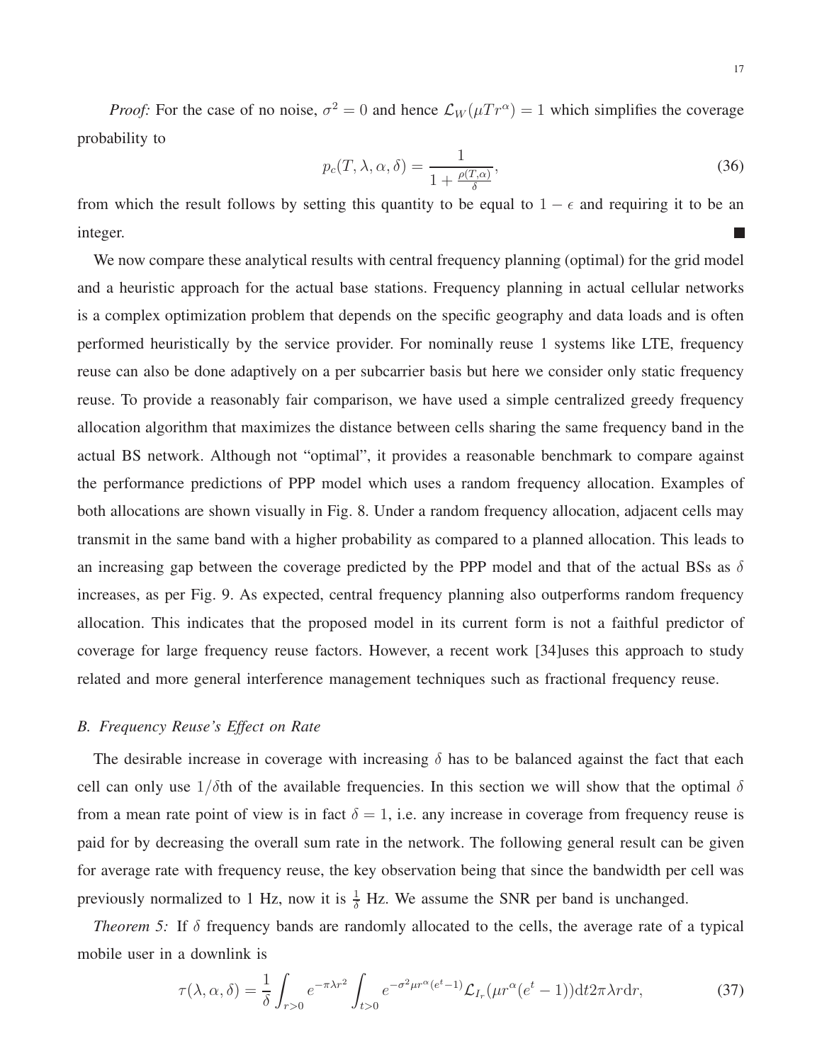*Proof:* For the case of no noise, $\sigma^2 = 0$ and hence $\mathcal{L}_W(\mu T r^\alpha) = 1$ which simplifies the coverage probability to

$$p_c(T, \lambda, \alpha, \delta) = \frac{1}{1 + \frac{\rho(T,\alpha)}{\delta}}, \tag{36}$$

from which the result follows by setting this quantity to be equal to $1 - \epsilon$ and requiring it to be an integer. ■

We now compare these analytical results with central frequency planning (optimal) for the grid model and a heuristic approach for the actual base stations. Frequency planning in actual cellular networks is a complex optimization problem that depends on the specific geography and data loads and is often performed heuristically by the service provider. For nominally reuse 1 systems like LTE, frequency reuse can also be done adaptively on a per subcarrier basis but here we consider only static frequency reuse. To provide a reasonably fair comparison, we have used a simple centralized greedy frequency allocation algorithm that maximizes the distance between cells sharing the same frequency band in the actual BS network. Although not "optimal", it provides a reasonable benchmark to compare against the performance predictions of PPP model which uses a random frequency allocation. Examples of both allocations are shown visually in Fig. 8. Under a random frequency allocation, adjacent cells may transmit in the same band with a higher probability as compared to a planned allocation. This leads to an increasing gap between the coverage predicted by the PPP model and that of the actual BSs as $\delta$ increases, as per Fig. 9. As expected, central frequency planning also outperforms random frequency allocation. This indicates that the proposed model in its current form is not a faithful predictor of coverage for large frequency reuse factors. However, a recent work [34]uses this approach to study related and more general interference management techniques such as fractional frequency reuse.

### *B. Frequency Reuse's Effect on Rate*

The desirable increase in coverage with increasing $\delta$ has to be balanced against the fact that each cell can only use $1/\delta$th of the available frequencies. In this section we will show that the optimal $\delta$ from a mean rate point of view is in fact $\delta = 1$, i.e. any increase in coverage from frequency reuse is paid for by decreasing the overall sum rate in the network. The following general result can be given for average rate with frequency reuse, the key observation being that since the bandwidth per cell was previously normalized to 1 Hz, now it is $\frac{1}{\delta}$ Hz. We assume the SNR per band is unchanged.

*Theorem 5:* If $\delta$ frequency bands are randomly allocated to the cells, the average rate of a typical mobile user in a downlink is

$$\tau(\lambda, \alpha, \delta) = \frac{1}{\delta} \int_{r>0} e^{-\pi\lambda r^2} \int_{t>0} e^{-\sigma^2 \mu r^\alpha (e^t - 1)} \mathcal{L}_{I_r}(\mu r^\alpha (e^t - 1)) \mathrm{d}t 2\pi\lambda r \mathrm{d}r, \tag{37}$$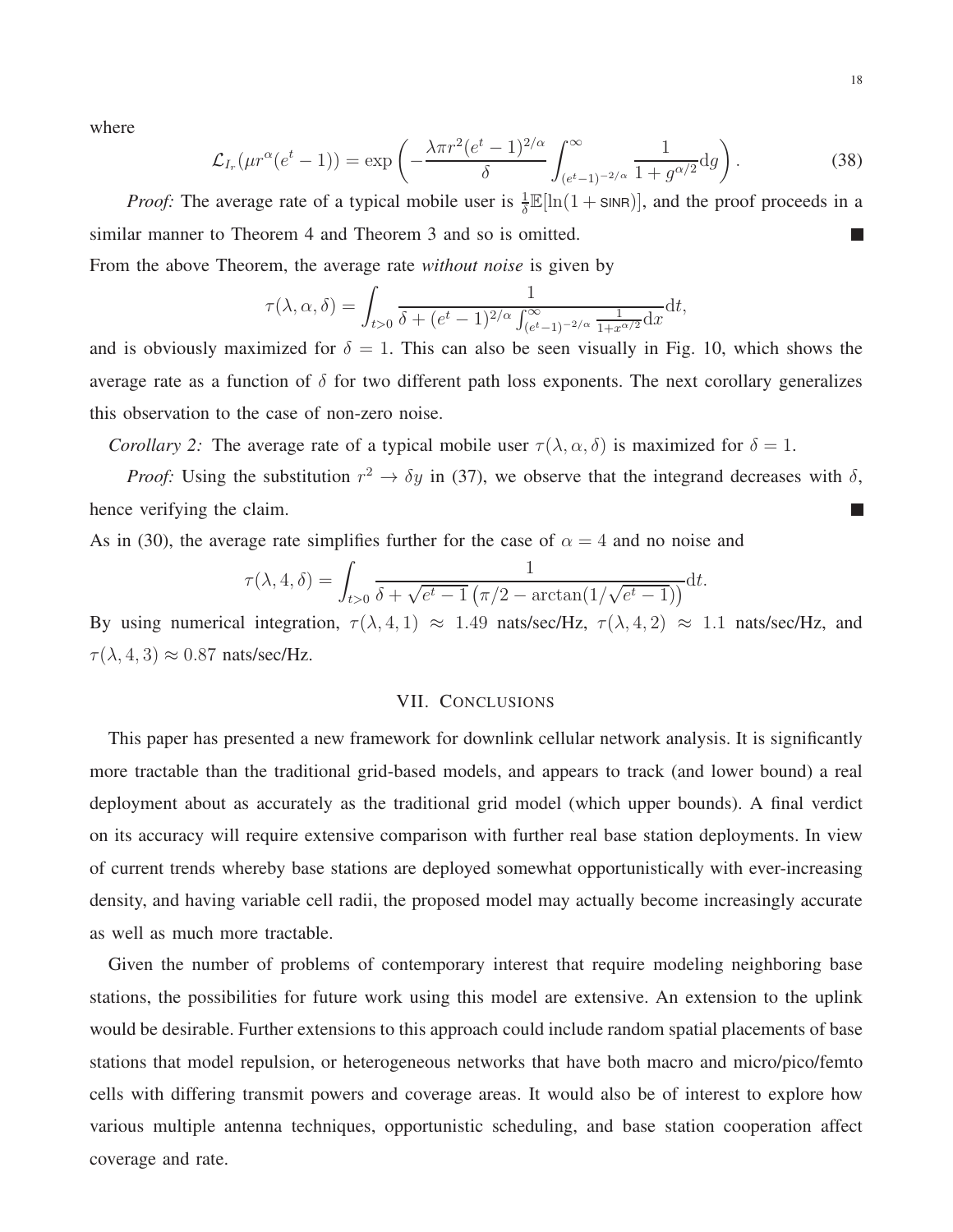where

$$\mathcal{L}_{I_r}(\mu r^\alpha (e^t - 1)) = \exp\left(-\frac{\lambda \pi r^2 (e^t-1)^{2/\alpha}}{\delta} \int_{(e^t-1)^{-2/\alpha}}^{\infty} \frac{1}{1+g^{\alpha/2}} \mathrm{d}g\right). \tag{38}$$

*Proof:* The average rate of a typical mobile user is $\frac{1}{\delta}\mathbb{E}[\ln(1+\mathsf{SINR})]$, and the proof proceeds in a similar manner to Theorem 4 and Theorem 3 and so is omitted. ■

From the above Theorem, the average rate *without noise* is given by

$$\tau(\lambda, \alpha, \delta) = \int_{t>0} \frac{1}{\delta + (e^t-1)^{2/\alpha} \int_{(e^t-1)^{-2/\alpha}}^{\infty} \frac{1}{1+x^{\alpha/2}} \mathrm{d}x} \mathrm{d}t,$$

and is obviously maximized for $\delta = 1$. This can also be seen visually in Fig. 10, which shows the average rate as a function of $\delta$ for two different path loss exponents. The next corollary generalizes this observation to the case of non-zero noise.

*Corollary 2:* The average rate of a typical mobile user $\tau(\lambda, \alpha, \delta)$ is maximized for $\delta = 1$.

*Proof:* Using the substitution $r^2 \to \delta y$ in (37), we observe that the integrand decreases with $\delta$, hence verifying the claim. ■

As in (30), the average rate simplifies further for the case of $\alpha = 4$ and no noise and

$$\tau(\lambda, 4, \delta) = \int_{t>0} \frac{1}{\delta + \sqrt{e^t-1}\left(\pi/2 - \arctan(1/\sqrt{e^t-1})\right)} \mathrm{d}t.$$

By using numerical integration, $\tau(\lambda, 4, 1) \approx 1.49$ nats/sec/Hz, $\tau(\lambda, 4, 2) \approx 1.1$ nats/sec/Hz, and $\tau(\lambda, 4, 3) \approx 0.87$ nats/sec/Hz.

## VII. Conclusions

This paper has presented a new framework for downlink cellular network analysis. It is significantly more tractable than the traditional grid-based models, and appears to track (and lower bound) a real deployment about as accurately as the traditional grid model (which upper bounds). A final verdict on its accuracy will require extensive comparison with further real base station deployments. In view of current trends whereby base stations are deployed somewhat opportunistically with ever-increasing density, and having variable cell radii, the proposed model may actually become increasingly accurate as well as much more tractable.

Given the number of problems of contemporary interest that require modeling neighboring base stations, the possibilities for future work using this model are extensive. An extension to the uplink would be desirable. Further extensions to this approach could include random spatial placements of base stations that model repulsion, or heterogeneous networks that have both macro and micro/pico/femto cells with differing transmit powers and coverage areas. It would also be of interest to explore how various multiple antenna techniques, opportunistic scheduling, and base station cooperation affect coverage and rate.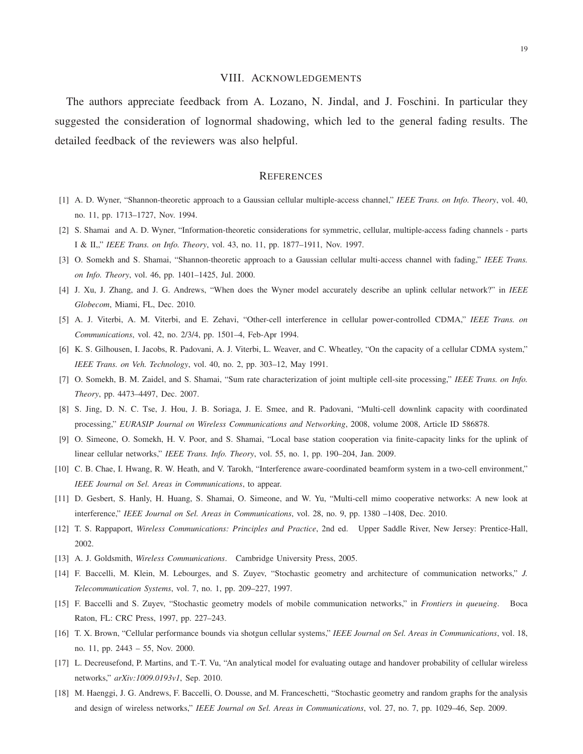## VIII. Acknowledgements

The authors appreciate feedback from A. Lozano, N. Jindal, and J. Foschini. In particular they suggested the consideration of lognormal shadowing, which led to the general fading results. The detailed feedback of the reviewers was also helpful.

## References

[1] A. D. Wyner, "Shannon-theoretic approach to a Gaussian cellular multiple-access channel," *IEEE Trans. on Info. Theory*, vol. 40, no. 11, pp. 1713–1727, Nov. 1994.

[2] S. Shamai and A. D. Wyner, "Information-theoretic considerations for symmetric, cellular, multiple-access fading channels - parts I & II,," *IEEE Trans. on Info. Theory*, vol. 43, no. 11, pp. 1877–1911, Nov. 1997.

[3] O. Somekh and S. Shamai, "Shannon-theoretic approach to a Gaussian cellular multi-access channel with fading," *IEEE Trans. on Info. Theory*, vol. 46, pp. 1401–1425, Jul. 2000.

[4] J. Xu, J. Zhang, and J. G. Andrews, "When does the Wyner model accurately describe an uplink cellular network?" in *IEEE Globecom*, Miami, FL, Dec. 2010.

[5] A. J. Viterbi, A. M. Viterbi, and E. Zehavi, "Other-cell interference in cellular power-controlled CDMA," *IEEE Trans. on Communications*, vol. 42, no. 2/3/4, pp. 1501–4, Feb-Apr 1994.

[6] K. S. Gilhousen, I. Jacobs, R. Padovani, A. J. Viterbi, L. Weaver, and C. Wheatley, "On the capacity of a cellular CDMA system," *IEEE Trans. on Veh. Technology*, vol. 40, no. 2, pp. 303–12, May 1991.

[7] O. Somekh, B. M. Zaidel, and S. Shamai, "Sum rate characterization of joint multiple cell-site processing," *IEEE Trans. on Info. Theory*, pp. 4473–4497, Dec. 2007.

[8] S. Jing, D. N. C. Tse, J. Hou, J. B. Soriaga, J. E. Smee, and R. Padovani, "Multi-cell downlink capacity with coordinated processing," *EURASIP Journal on Wireless Communications and Networking*, 2008, volume 2008, Article ID 586878.

[9] O. Simeone, O. Somekh, H. V. Poor, and S. Shamai, "Local base station cooperation via finite-capacity links for the uplink of linear cellular networks," *IEEE Trans. Info. Theory*, vol. 55, no. 1, pp. 190–204, Jan. 2009.

[10] C. B. Chae, I. Hwang, R. W. Heath, and V. Tarokh, "Interference aware-coordinated beamform system in a two-cell environment," *IEEE Journal on Sel. Areas in Communications*, to appear.

[11] D. Gesbert, S. Hanly, H. Huang, S. Shamai, O. Simeone, and W. Yu, "Multi-cell mimo cooperative networks: A new look at interference," *IEEE Journal on Sel. Areas in Communications*, vol. 28, no. 9, pp. 1380 –1408, Dec. 2010.

[12] T. S. Rappaport, *Wireless Communications: Principles and Practice*, 2nd ed. Upper Saddle River, New Jersey: Prentice-Hall, 2002.

[13] A. J. Goldsmith, *Wireless Communications*. Cambridge University Press, 2005.

[14] F. Baccelli, M. Klein, M. Lebourges, and S. Zuyev, "Stochastic geometry and architecture of communication networks," *J. Telecommunication Systems*, vol. 7, no. 1, pp. 209–227, 1997.

[15] F. Baccelli and S. Zuyev, "Stochastic geometry models of mobile communication networks," in *Frontiers in queueing*. Boca Raton, FL: CRC Press, 1997, pp. 227–243.

[16] T. X. Brown, "Cellular performance bounds via shotgun cellular systems," *IEEE Journal on Sel. Areas in Communications*, vol. 18, no. 11, pp. 2443 – 55, Nov. 2000.

[17] L. Decreusefond, P. Martins, and T.-T. Vu, "An analytical model for evaluating outage and handover probability of cellular wireless networks," *arXiv:1009.0193v1*, Sep. 2010.

[18] M. Haenggi, J. G. Andrews, F. Baccelli, O. Dousse, and M. Franceschetti, "Stochastic geometry and random graphs for the analysis and design of wireless networks," *IEEE Journal on Sel. Areas in Communications*, vol. 27, no. 7, pp. 1029–46, Sep. 2009.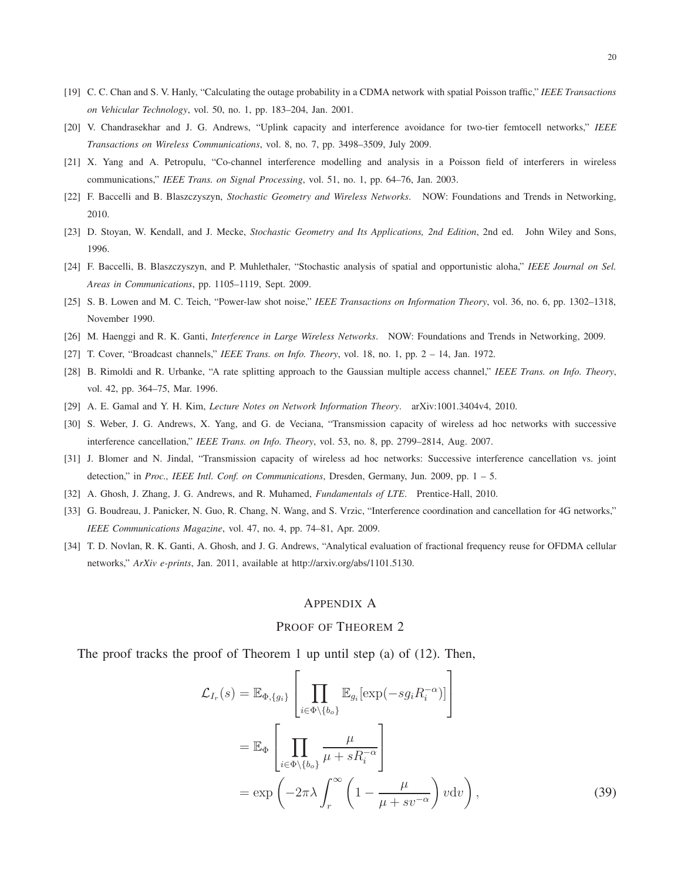[19] C. C. Chan and S. V. Hanly, "Calculating the outage probability in a CDMA network with spatial Poisson traffic," *IEEE Transactions on Vehicular Technology*, vol. 50, no. 1, pp. 183–204, Jan. 2001.

[20] V. Chandrasekhar and J. G. Andrews, "Uplink capacity and interference avoidance for two-tier femtocell networks," *IEEE Transactions on Wireless Communications*, vol. 8, no. 7, pp. 3498–3509, July 2009.

[21] X. Yang and A. Petropulu, "Co-channel interference modelling and analysis in a Poisson field of interferers in wireless communications," *IEEE Trans. on Signal Processing*, vol. 51, no. 1, pp. 64–76, Jan. 2003.

[22] F. Baccelli and B. Blaszczyszyn, *Stochastic Geometry and Wireless Networks*. NOW: Foundations and Trends in Networking, 2010.

[23] D. Stoyan, W. Kendall, and J. Mecke, *Stochastic Geometry and Its Applications, 2nd Edition*, 2nd ed. John Wiley and Sons, 1996.

[24] F. Baccelli, B. Blaszczyszyn, and P. Muhlethaler, "Stochastic analysis of spatial and opportunistic aloha," *IEEE Journal on Sel. Areas in Communications*, pp. 1105–1119, Sept. 2009.

[25] S. B. Lowen and M. C. Teich, "Power-law shot noise," *IEEE Transactions on Information Theory*, vol. 36, no. 6, pp. 1302–1318, November 1990.

[26] M. Haenggi and R. K. Ganti, *Interference in Large Wireless Networks*. NOW: Foundations and Trends in Networking, 2009.

[27] T. Cover, "Broadcast channels," *IEEE Trans. on Info. Theory*, vol. 18, no. 1, pp. 2 – 14, Jan. 1972.

[28] B. Rimoldi and R. Urbanke, "A rate splitting approach to the Gaussian multiple access channel," *IEEE Trans. on Info. Theory*, vol. 42, pp. 364–75, Mar. 1996.

[29] A. E. Gamal and Y. H. Kim, *Lecture Notes on Network Information Theory*. arXiv:1001.3404v4, 2010.

[30] S. Weber, J. G. Andrews, X. Yang, and G. de Veciana, "Transmission capacity of wireless ad hoc networks with successive interference cancellation," *IEEE Trans. on Info. Theory*, vol. 53, no. 8, pp. 2799–2814, Aug. 2007.

[31] J. Blomer and N. Jindal, "Transmission capacity of wireless ad hoc networks: Successive interference cancellation vs. joint detection," in *Proc., IEEE Intl. Conf. on Communications*, Dresden, Germany, Jun. 2009, pp. 1 – 5.

[32] A. Ghosh, J. Zhang, J. G. Andrews, and R. Muhamed, *Fundamentals of LTE*. Prentice-Hall, 2010.

[33] G. Boudreau, J. Panicker, N. Guo, R. Chang, N. Wang, and S. Vrzic, "Interference coordination and cancellation for 4G networks," *IEEE Communications Magazine*, vol. 47, no. 4, pp. 74–81, Apr. 2009.

[34] T. D. Novlan, R. K. Ganti, A. Ghosh, and J. G. Andrews, "Analytical evaluation of fractional frequency reuse for OFDMA cellular networks," *ArXiv e-prints*, Jan. 2011, available at http://arxiv.org/abs/1101.5130.

# APPENDIX A

## PROOF OF THEOREM 2

The proof tracks the proof of Theorem 1 up until step (a) of (12). Then,

$$
\begin{aligned}
\mathcal{L}_{I_r}(s) &= \mathbb{E}_{\Phi,\{g_i\}}\left[\prod_{i\in\Phi\setminus\{b_o\}} \mathbb{E}_{g_i}[\exp(-sg_iR_i^{-\alpha})]\right] \\
&= \mathbb{E}_{\Phi}\left[\prod_{i\in\Phi\setminus\{b_o\}} \frac{\mu}{\mu+sR_i^{-\alpha}}\right] \\
&= \exp\left(-2\pi\lambda\int_r^\infty \left(1-\frac{\mu}{\mu+sv^{-\alpha}}\right)v\mathrm{d}v\right),
\end{aligned}
\tag{39}
$$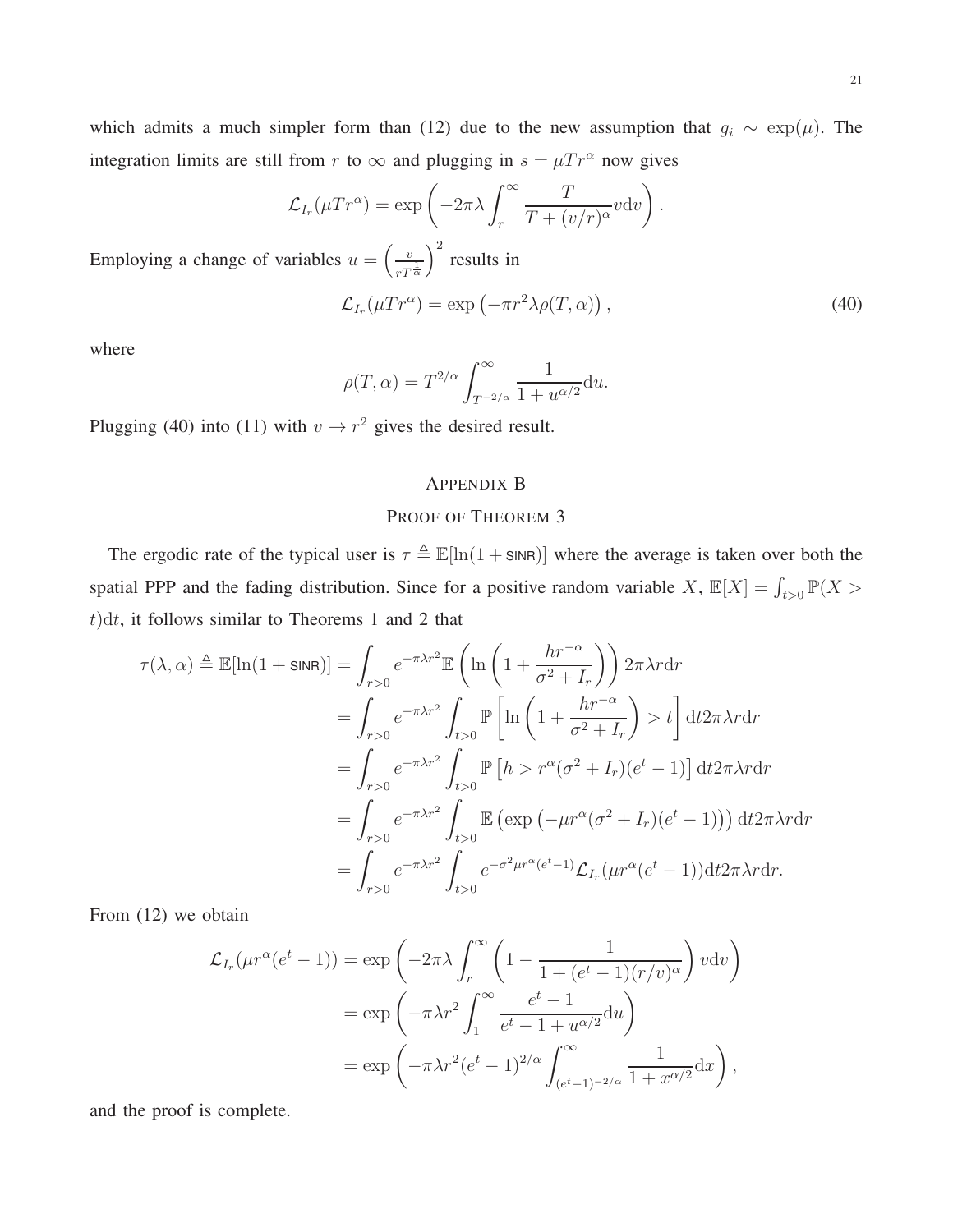which admits a much simpler form than (12) due to the new assumption that $g_i \sim \exp(\mu)$. The integration limits are still from $r$ to $\infty$ and plugging in $s = \mu T r^\alpha$ now gives

$$\mathcal{L}_{I_r}(\mu T r^\alpha) = \exp\left(-2\pi\lambda \int_r^\infty \frac{T}{T + (v/r)^\alpha} v \mathrm{d}v\right).$$

Employing a change of variables $u = \left(\frac{v}{rT^{\frac{1}{\alpha}}}\right)^2$ results in

$$\mathcal{L}_{I_r}(\mu T r^\alpha) = \exp\left(-\pi r^2 \lambda \rho(T, \alpha)\right), \tag{40}$$

where

$$\rho(T, \alpha) = T^{2/\alpha} \int_{T^{-2/\alpha}}^\infty \frac{1}{1 + u^{\alpha/2}} \mathrm{d}u.$$

Plugging (40) into (11) with $v \to r^2$ gives the desired result.

# Appendix B

## Proof of Theorem 3

The ergodic rate of the typical user is $\tau \triangleq \mathbb{E}[\ln(1 + \mathsf{SINR})]$ where the average is taken over both the spatial PPP and the fading distribution. Since for a positive random variable $X$, $\mathbb{E}[X] = \int_{t>0} \mathbb{P}(X > t)\mathrm{d}t$, it follows similar to Theorems 1 and 2 that

$$\begin{aligned}
\tau(\lambda, \alpha) \triangleq \mathbb{E}[\ln(1 + \mathsf{SINR})] &= \int_{r>0} e^{-\pi\lambda r^2} \mathbb{E}\left(\ln\left(1 + \frac{hr^{-\alpha}}{\sigma^2 + I_r}\right)\right) 2\pi\lambda r \mathrm{d}r \\
&= \int_{r>0} e^{-\pi\lambda r^2} \int_{t>0} \mathbb{P}\left[\ln\left(1 + \frac{hr^{-\alpha}}{\sigma^2 + I_r}\right) > t\right] \mathrm{d}t 2\pi\lambda r \mathrm{d}r \\
&= \int_{r>0} e^{-\pi\lambda r^2} \int_{t>0} \mathbb{P}\left[h > r^\alpha(\sigma^2 + I_r)(e^t - 1)\right] \mathrm{d}t 2\pi\lambda r \mathrm{d}r \\
&= \int_{r>0} e^{-\pi\lambda r^2} \int_{t>0} \mathbb{E}\left(\exp\left(-\mu r^\alpha(\sigma^2 + I_r)(e^t - 1)\right)\right) \mathrm{d}t 2\pi\lambda r \mathrm{d}r \\
&= \int_{r>0} e^{-\pi\lambda r^2} \int_{t>0} e^{-\sigma^2 \mu r^\alpha (e^t - 1)} \mathcal{L}_{I_r}(\mu r^\alpha(e^t - 1)) \mathrm{d}t 2\pi\lambda r \mathrm{d}r.
\end{aligned}$$

From (12) we obtain

$$\begin{aligned}
\mathcal{L}_{I_r}(\mu r^\alpha(e^t - 1)) &= \exp\left(-2\pi\lambda \int_r^\infty \left(1 - \frac{1}{1 + (e^t - 1)(r/v)^\alpha}\right) v \mathrm{d}v\right) \\
&= \exp\left(-\pi\lambda r^2 \int_1^\infty \frac{e^t - 1}{e^t - 1 + u^{\alpha/2}} \mathrm{d}u\right) \\
&= \exp\left(-\pi\lambda r^2 (e^t - 1)^{2/\alpha} \int_{(e^t-1)^{-2/\alpha}}^\infty \frac{1}{1 + x^{\alpha/2}} \mathrm{d}x\right),
\end{aligned}$$

and the proof is complete.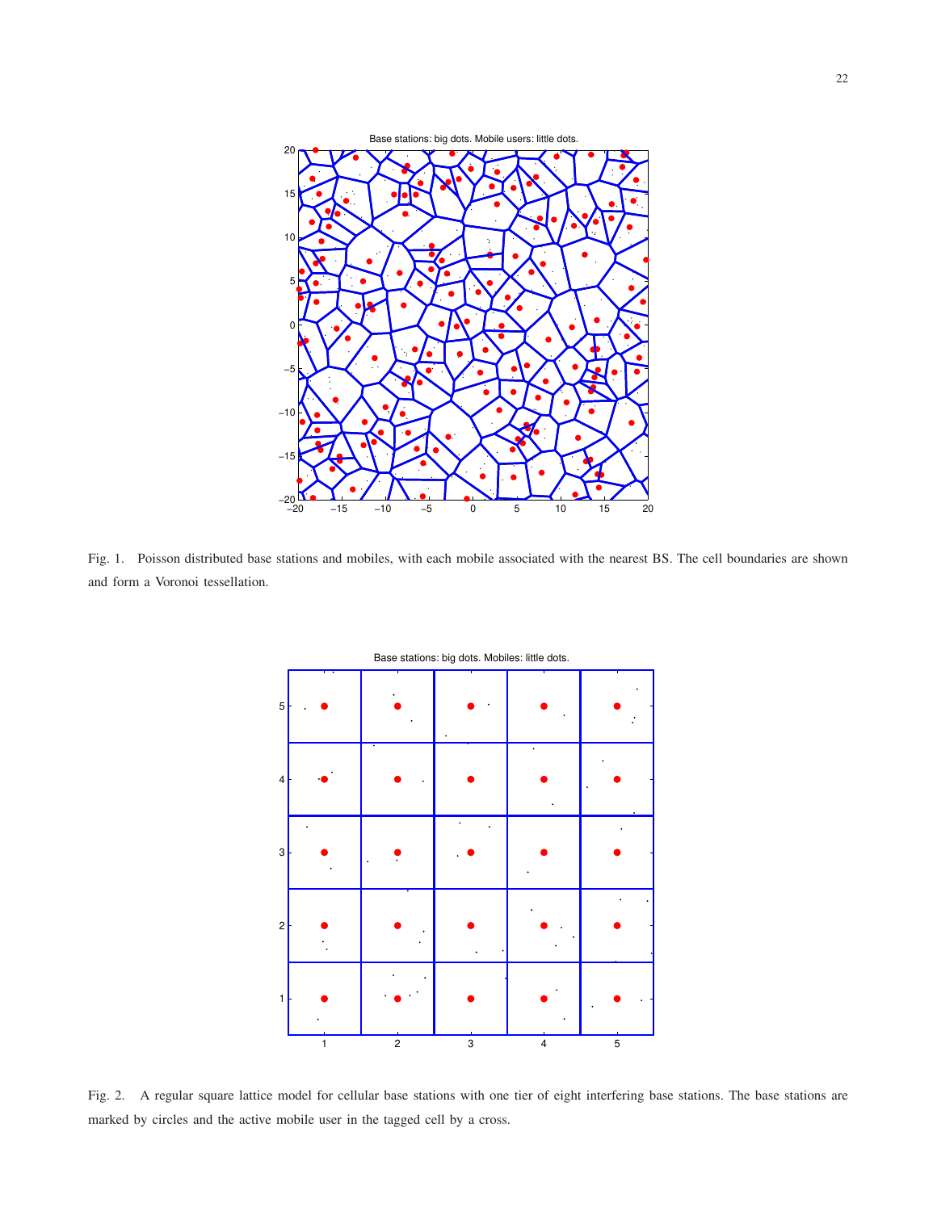Fig. 1. Poisson distributed base stations and mobiles, with each mobile associated with the nearest BS. The cell boundaries are shown and form a Voronoi tessellation.

Fig. 2. A regular square lattice model for cellular base stations with one tier of eight interfering base stations. The base stations are marked by circles and the active mobile user in the tagged cell by a cross.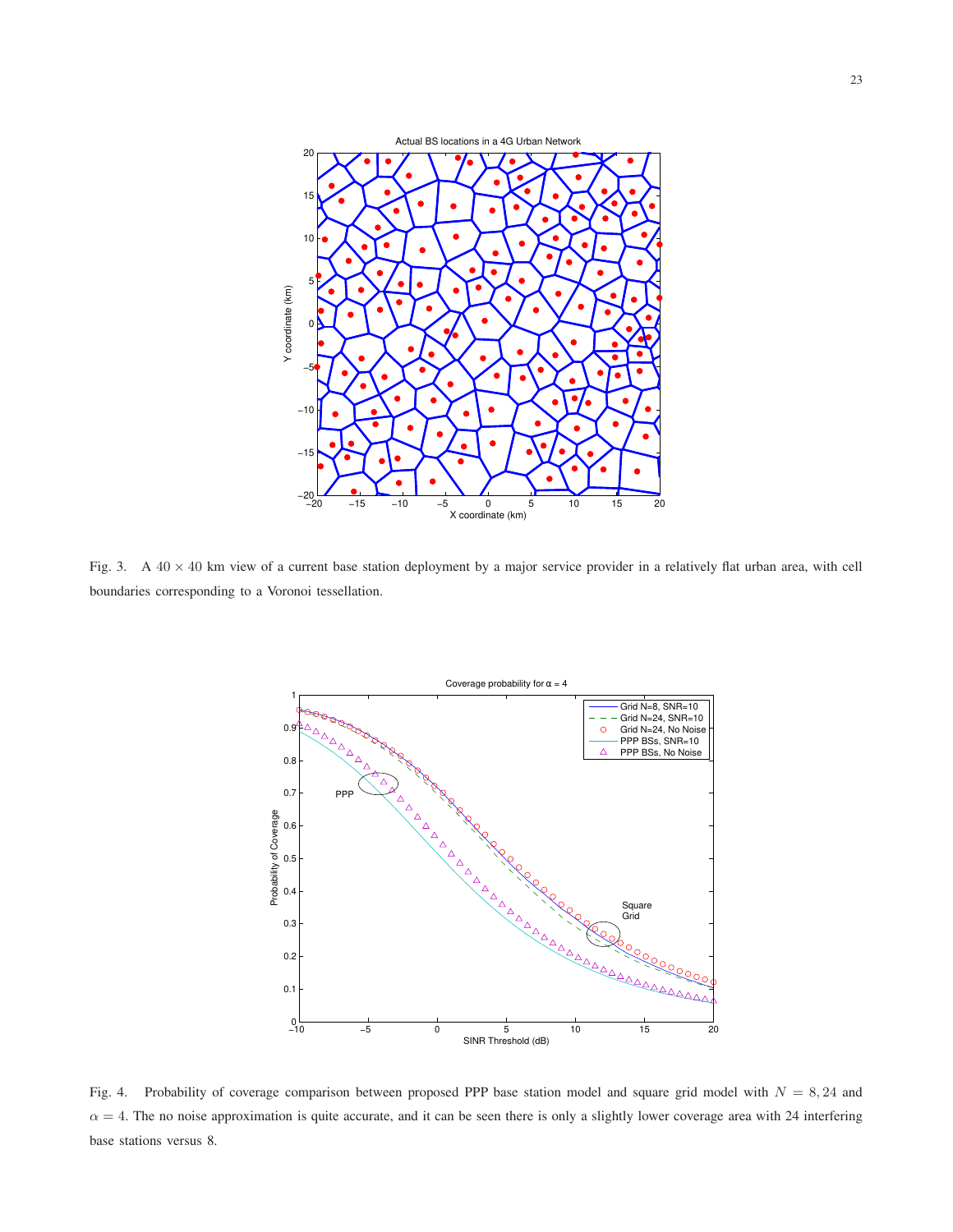Fig. 3. A $40 \times 40$ km view of a current base station deployment by a major service provider in a relatively flat urban area, with cell boundaries corresponding to a Voronoi tessellation.

Fig. 4. Probability of coverage comparison between proposed PPP base station model and square grid model with $N = 8, 24$ and $\alpha = 4$. The no noise approximation is quite accurate, and it can be seen there is only a slightly lower coverage area with 24 interfering base stations versus 8.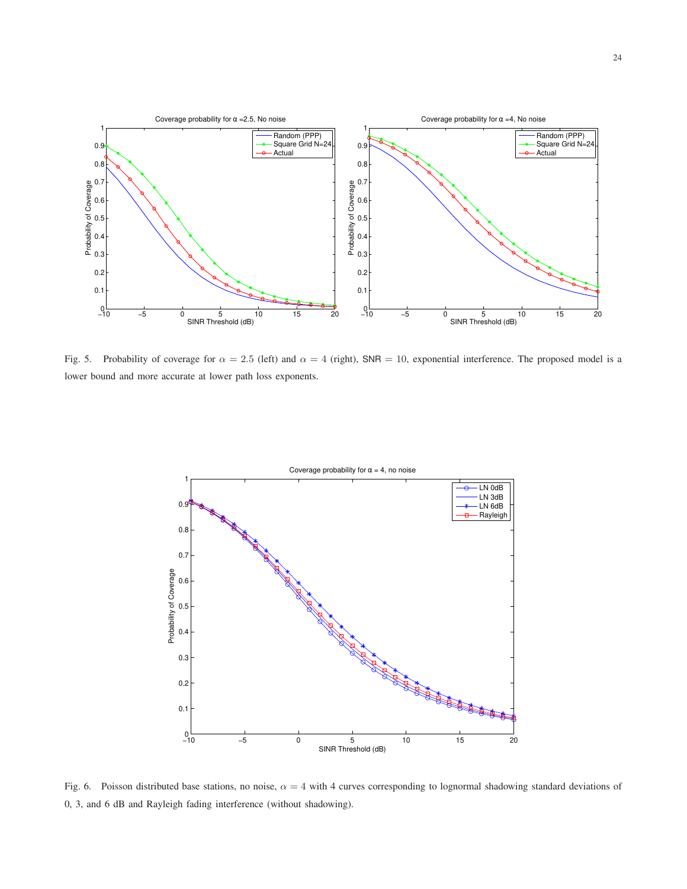Fig. 5. Probability of coverage for $\alpha = 2.5$ (left) and $\alpha = 4$ (right), SNR $= 10$, exponential interference. The proposed model is a lower bound and more accurate at lower path loss exponents.

Fig. 6. Poisson distributed base stations, no noise, $\alpha = 4$ with 4 curves corresponding to lognormal shadowing standard deviations of 0, 3, and 6 dB and Rayleigh fading interference (without shadowing).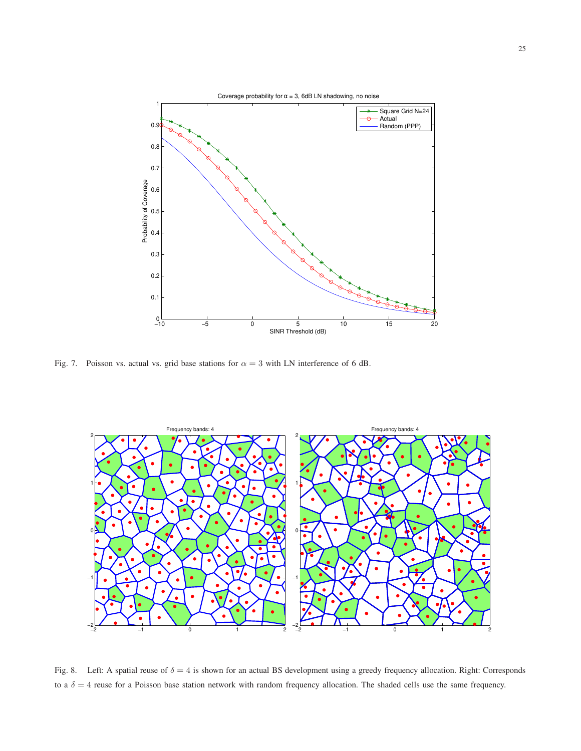Fig. 7. Poisson vs. actual vs. grid base stations for $\alpha = 3$ with LN interference of 6 dB.

Fig. 8. Left: A spatial reuse of $\delta = 4$ is shown for an actual BS development using a greedy frequency allocation. Right: Corresponds to a $\delta = 4$ reuse for a Poisson base station network with random frequency allocation. The shaded cells use the same frequency.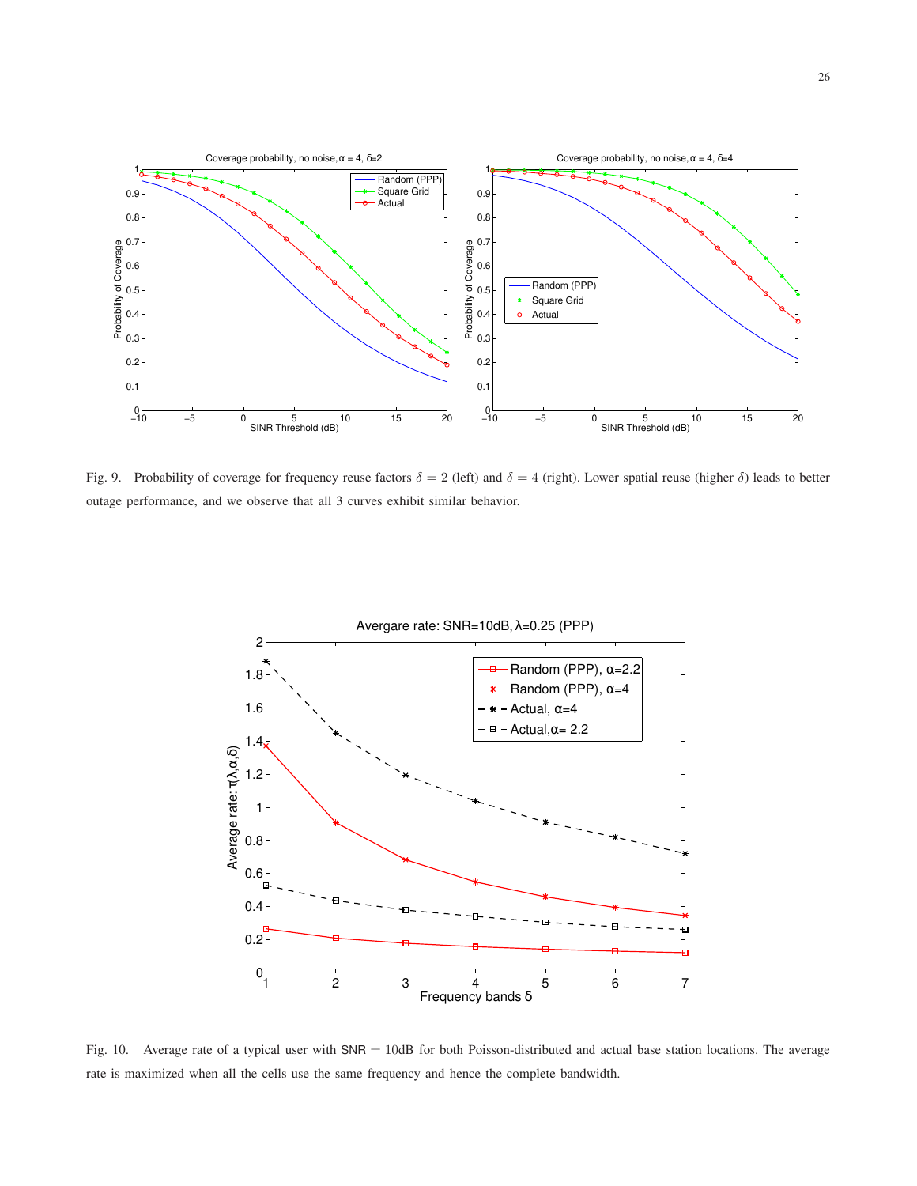Coverage probability, no noise, α = 4, δ=2

Probability of Coverage

SINR Threshold (dB)

Random (PPP)
Square Grid
Actual

Coverage probability, no noise, α = 4, δ=4

Probability of Coverage

SINR Threshold (dB)

Random (PPP)
Square Grid
Actual

Fig. 9. Probability of coverage for frequency reuse factors $\delta = 2$ (left) and $\delta = 4$ (right). Lower spatial reuse (higher $\delta$) leads to better outage performance, and we observe that all 3 curves exhibit similar behavior.

Avergare rate: SNR=10dB, λ=0.25 (PPP)

Average rate: τ(λ,α,δ)

Frequency bands δ

Random (PPP), α=2.2
Random (PPP), α=4
Actual, α=4
Actual,α= 2.2

Fig. 10. Average rate of a typical user with SNR = 10dB for both Poisson-distributed and actual base station locations. The average rate is maximized when all the cells use the same frequency and hence the complete bandwidth.